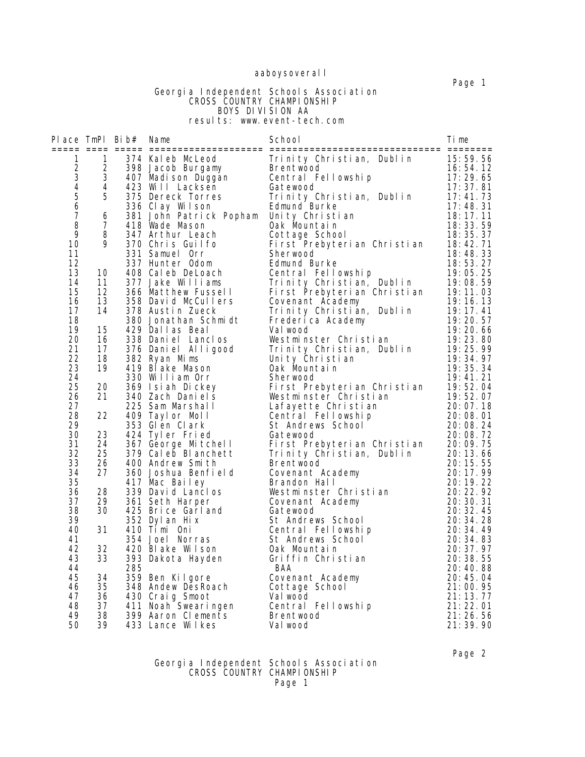aaboysoverall

# Georgia Independent Schools Association
## CROSS COUNTRY CHAMPIONSHIP
### BOYS DIVISION AA
results: www.event-tech.com

| Place | TmPl | Bib# | Name | School | Time |
|---|---|---|---|---|---|
| 1 | 1 | 374 | Kaleb McLeod | Trinity Christian, Dublin | 15:59.56 |
| 2 | 2 | 398 | Jacob Burgamy | Brentwood | 16:54.12 |
| 3 | 3 | 407 | Madison Duggan | Central Fellowship | 17:29.65 |
| 4 | 4 | 423 | Will Lacksen | Gatewood | 17:37.81 |
| 5 | 5 | 375 | Dereck Torres | Trinity Christian, Dublin | 17:41.73 |
| 6 | | 336 | Clay Wilson | Edmund Burke | 17:48.31 |
| 7 | 6 | 381 | John Patrick Popham | Unity Christian | 18:17.11 |
| 8 | 7 | 418 | Wade Mason | Oak Mountain | 18:33.59 |
| 9 | 8 | 347 | Arthur Leach | Cottage School | 18:35.37 |
| 10 | 9 | 370 | Chris Guilfo | First Prebyterian Christian | 18:42.71 |
| 11 | | 331 | Samuel Orr | Sherwood | 18:48.33 |
| 12 | | 337 | Hunter Odom | Edmund Burke | 18:53.27 |
| 13 | 10 | 408 | Caleb DeLoach | Central Fellowship | 19:05.25 |
| 14 | 11 | 377 | Jake Williams | Trinity Christian, Dublin | 19:08.59 |
| 15 | 12 | 366 | Matthew Fussell | First Prebyterian Christian | 19:11.03 |
| 16 | 13 | 358 | David McCullers | Covenant Academy | 19:16.13 |
| 17 | 14 | 378 | Austin Zueck | Trinity Christian, Dublin | 19:17.41 |
| 18 | | 380 | Jonathan Schmidt | Frederica Academy | 19:20.57 |
| 19 | 15 | 429 | Dallas Beal | Valwood | 19:20.66 |
| 20 | 16 | 338 | Daniel Lanclos | Westminster Christian | 19:23.80 |
| 21 | 17 | 376 | Daniel Alligood | Trinity Christian, Dublin | 19:25.99 |
| 22 | 18 | 382 | Ryan Mims | Unity Christian | 19:34.97 |
| 23 | 19 | 419 | Blake Mason | Oak Mountain | 19:35.34 |
| 24 | | 330 | William Orr | Sherwood | 19:41.21 |
| 25 | 20 | 369 | Isiah Dickey | First Prebyterian Christian | 19:52.04 |
| 26 | 21 | 340 | Zach Daniels | Westminster Christian | 19:52.07 |
| 27 | | 225 | Sam Marshall | Lafayette Christian | 20:07.18 |
| 28 | 22 | 409 | Taylor Moll | Central Fellowship | 20:08.01 |
| 29 | | 353 | Glen Clark | St Andrews School | 20:08.24 |
| 30 | 23 | 424 | Tyler Fried | Gatewood | 20:08.72 |
| 31 | 24 | 367 | George Mitchell | First Prebyterian Christian | 20:09.75 |
| 32 | 25 | 379 | Caleb Blanchett | Trinity Christian, Dublin | 20:13.66 |
| 33 | 26 | 400 | Andrew Smith | Brentwood | 20:15.55 |
| 34 | 27 | 360 | Joshua Benfield | Covenant Academy | 20:17.99 |
| 35 | | 417 | Mac Bailey | Brandon Hall | 20:19.22 |
| 36 | 28 | 339 | David Lanclos | Westminster Christian | 20:22.92 |
| 37 | 29 | 361 | Seth Harper | Covenant Academy | 20:30.31 |
| 38 | 30 | 425 | Brice Garland | Gatewood | 20:32.45 |
| 39 | | 352 | Dylan Hix | St Andrews School | 20:34.28 |
| 40 | 31 | 410 | Timi Oni | Central Fellowship | 20:34.49 |
| 41 | | 354 | Joel Norras | St Andrews School | 20:34.83 |
| 42 | 32 | 420 | Blake Wilson | Oak Mountain | 20:37.97 |
| 43 | 33 | 393 | Dakota Hayden | Griffin Christian | 20:38.55 |
| 44 | | 285 | | BAA | 20:40.88 |
| 45 | 34 | 359 | Ben Kilgore | Covenant Academy | 20:45.04 |
| 46 | 35 | 348 | Andew DesRoach | Cottage School | 21:00.95 |
| 47 | 36 | 430 | Craig Smoot | Valwood | 21:13.77 |
| 48 | 37 | 411 | Noah Swearingen | Central Fellowship | 21:22.01 |
| 49 | 38 | 399 | Aaron Clements | Brentwood | 21:26.56 |
| 50 | 39 | 433 | Lance Wilkes | Valwood | 21:39.90 |

Georgia Independent Schools Association
CROSS COUNTRY CHAMPIONSHIP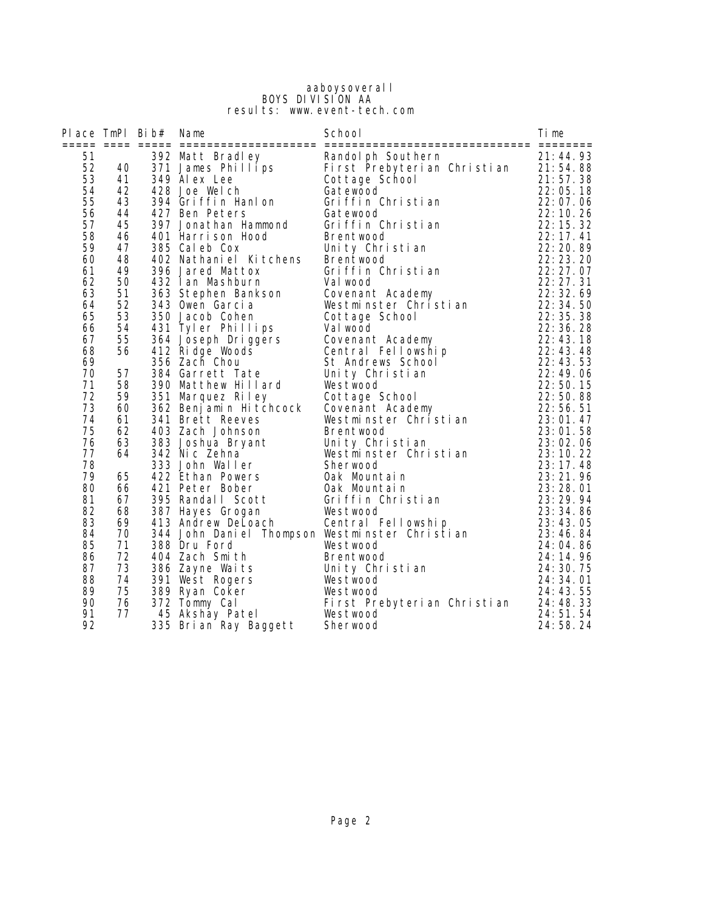aaboysoverall
BOYS DIVISION AA
results: www.event-tech.com

| Place | TmPl | Bib# | Name | School | Time |
|---|---|---|---|---|---|
| 51 | | 392 | Matt Bradley | Randolph Southern | 21:44.93 |
| 52 | 40 | 371 | James Phillips | First Prebyterian Christian | 21:54.88 |
| 53 | 41 | 349 | Alex Lee | Cottage School | 21:57.38 |
| 54 | 42 | 428 | Joe Welch | Gatewood | 22:05.18 |
| 55 | 43 | 394 | Griffin Hanlon | Griffin Christian | 22:07.06 |
| 56 | 44 | 427 | Ben Peters | Gatewood | 22:10.26 |
| 57 | 45 | 397 | Jonathan Hammond | Griffin Christian | 22:15.32 |
| 58 | 46 | 401 | Harrison Hood | Brentwood | 22:17.41 |
| 59 | 47 | 385 | Caleb Cox | Unity Christian | 22:20.89 |
| 60 | 48 | 402 | Nathaniel Kitchens | Brentwood | 22:23.20 |
| 61 | 49 | 396 | Jared Mattox | Griffin Christian | 22:27.07 |
| 62 | 50 | 432 | Ian Mashburn | Valwood | 22:27.31 |
| 63 | 51 | 363 | Stephen Bankson | Covenant Academy | 22:32.69 |
| 64 | 52 | 343 | Owen Garcia | Westminster Christian | 22:34.50 |
| 65 | 53 | 350 | Jacob Cohen | Cottage School | 22:35.38 |
| 66 | 54 | 431 | Tyler Phillips | Valwood | 22:36.28 |
| 67 | 55 | 364 | Joseph Driggers | Covenant Academy | 22:43.18 |
| 68 | 56 | 412 | Ridge Woods | Central Fellowship | 22:43.48 |
| 69 | | 356 | Zach Chou | St Andrews School | 22:43.53 |
| 70 | 57 | 384 | Garrett Tate | Unity Christian | 22:49.06 |
| 71 | 58 | 390 | Matthew Hillard | Westwood | 22:50.15 |
| 72 | 59 | 351 | Marquez Riley | Cottage School | 22:50.88 |
| 73 | 60 | 362 | Benjamin Hitchcock | Covenant Academy | 22:56.51 |
| 74 | 61 | 341 | Brett Reeves | Westminster Christian | 23:01.47 |
| 75 | 62 | 403 | Zach Johnson | Brentwood | 23:01.58 |
| 76 | 63 | 383 | Joshua Bryant | Unity Christian | 23:02.06 |
| 77 | 64 | 342 | Nic Zehna | Westminster Christian | 23:10.22 |
| 78 | | 333 | John Waller | Sherwood | 23:17.48 |
| 79 | 65 | 422 | Ethan Powers | Oak Mountain | 23:21.96 |
| 80 | 66 | 421 | Peter Bober | Oak Mountain | 23:28.01 |
| 81 | 67 | 395 | Randall Scott | Griffin Christian | 23:29.94 |
| 82 | 68 | 387 | Hayes Grogan | Westwood | 23:34.86 |
| 83 | 69 | 413 | Andrew DeLoach | Central Fellowship | 23:43.05 |
| 84 | 70 | 344 | John Daniel Thompson | Westminster Christian | 23:46.84 |
| 85 | 71 | 388 | Dru Ford | Westwood | 24:04.86 |
| 86 | 72 | 404 | Zach Smith | Brentwood | 24:14.96 |
| 87 | 73 | 386 | Zayne Waits | Unity Christian | 24:30.75 |
| 88 | 74 | 391 | West Rogers | Westwood | 24:34.01 |
| 89 | 75 | 389 | Ryan Coker | Westwood | 24:43.55 |
| 90 | 76 | 372 | Tommy Cal | First Prebyterian Christian | 24:48.33 |
| 91 | 77 | 45 | Akshay Patel | Westwood | 24:51.54 |
| 92 | | 335 | Brian Ray Baggett | Sherwood | 24:58.24 |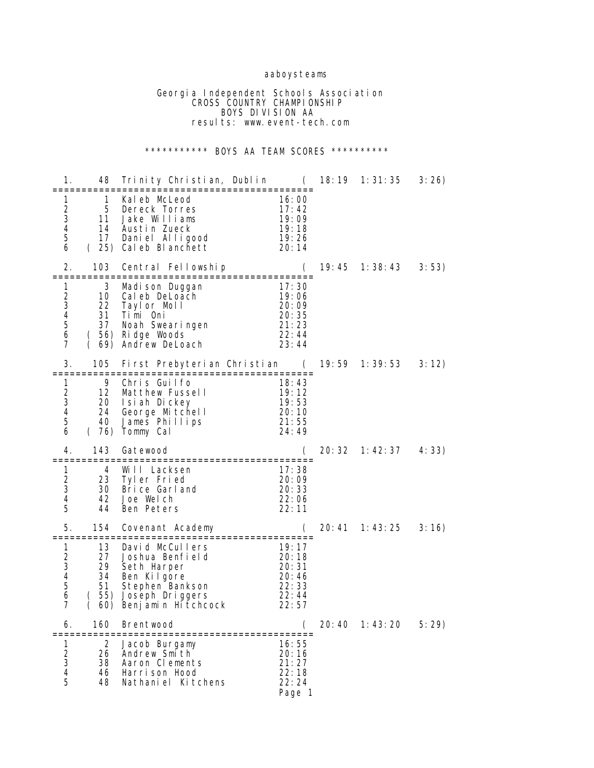aaboysteams

# Georgia Independent Schools Association
## CROSS COUNTRY CHAMPIONSHIP
## BOYS DIVISION AA
results: www.event-tech.com

\*\*\*\*\*\*\*\*\*\*\* BOYS AA TEAM SCORES \*\*\*\*\*\*\*\*\*\*

### 1. 48 Trinity Christian, Dublin ( 18:19 1:31:35 3:26)

| # | Place | Name | Time |
|---|---|---|---|
| 1 | 1 | Kaleb McLeod | 16:00 |
| 2 | 5 | Dereck Torres | 17:42 |
| 3 | 11 | Jake Williams | 19:09 |
| 4 | 14 | Austin Zueck | 19:18 |
| 5 | 17 | Daniel Alligood | 19:26 |
| 6 | (25) | Caleb Blanchett | 20:14 |

### 2. 103 Central Fellowship ( 19:45 1:38:43 3:53)

| # | Place | Name | Time |
|---|---|---|---|
| 1 | 3 | Madison Duggan | 17:30 |
| 2 | 10 | Caleb DeLoach | 19:06 |
| 3 | 22 | Taylor Moll | 20:09 |
| 4 | 31 | Timi Oni | 20:35 |
| 5 | 37 | Noah Swearingen | 21:23 |
| 6 | (56) | Ridge Woods | 22:44 |
| 7 | (69) | Andrew DeLoach | 23:44 |

### 3. 105 First Prebyterian Christian ( 19:59 1:39:53 3:12)

| # | Place | Name | Time |
|---|---|---|---|
| 1 | 9 | Chris Guilfo | 18:43 |
| 2 | 12 | Matthew Fussell | 19:12 |
| 3 | 20 | Isiah Dickey | 19:53 |
| 4 | 24 | George Mitchell | 20:10 |
| 5 | 40 | James Phillips | 21:55 |
| 6 | (76) | Tommy Cal | 24:49 |

### 4. 143 Gatewood ( 20:32 1:42:37 4:33)

| # | Place | Name | Time |
|---|---|---|---|
| 1 | 4 | Will Lacksen | 17:38 |
| 2 | 23 | Tyler Fried | 20:09 |
| 3 | 30 | Brice Garland | 20:33 |
| 4 | 42 | Joe Welch | 22:06 |
| 5 | 44 | Ben Peters | 22:11 |

### 5. 154 Covenant Academy ( 20:41 1:43:25 3:16)

| # | Place | Name | Time |
|---|---|---|---|
| 1 | 13 | David McCullers | 19:17 |
| 2 | 27 | Joshua Benfield | 20:18 |
| 3 | 29 | Seth Harper | 20:31 |
| 4 | 34 | Ben Kilgore | 20:46 |
| 5 | 51 | Stephen Bankson | 22:33 |
| 6 | (55) | Joseph Driggers | 22:44 |
| 7 | (60) | Benjamin Hitchcock | 22:57 |

### 6. 160 Brentwood ( 20:40 1:43:20 5:29)

| # | Place | Name | Time |
|---|---|---|---|
| 1 | 2 | Jacob Burgamy | 16:55 |
| 2 | 26 | Andrew Smith | 20:16 |
| 3 | 38 | Aaron Clements | 21:27 |
| 4 | 46 | Harrison Hood | 22:18 |
| 5 | 48 | Nathaniel Kitchens | 22:24 |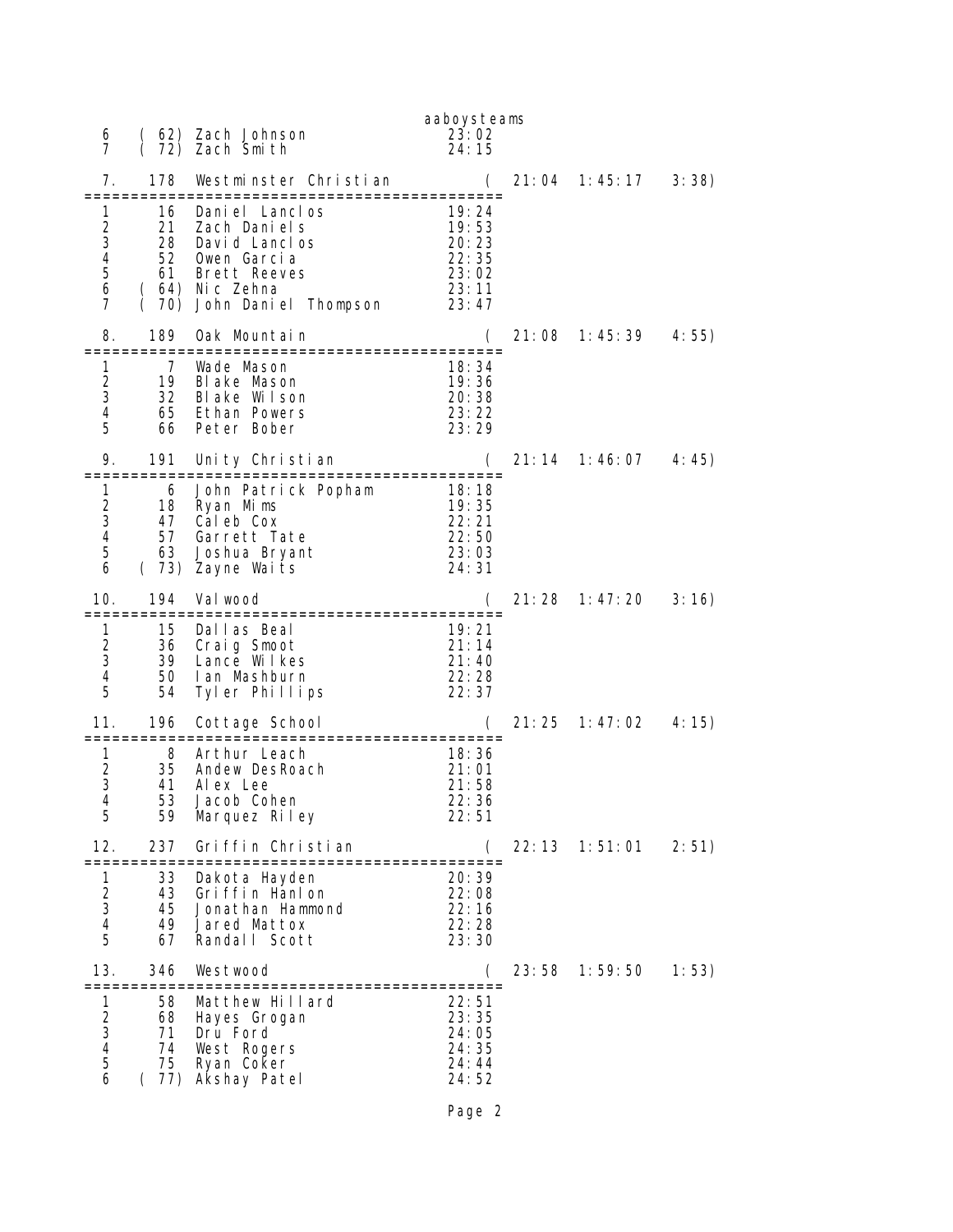aaboysteams

```
 6    ( 62) Zach Johnson               23:02
 7    ( 72) Zach Smith                 24:15

 7.    178  Westminster Christian      (  21:04  1:45:17   3:38)
=================================================
 1      16  Daniel Lanclos             19:24
 2      21  Zach Daniels               19:53
 3      28  David Lanclos              20:23
 4      52  Owen Garcia                22:35
 5      61  Brett Reeves               23:02
 6    ( 64) Nic Zehna                  23:11
 7    ( 70) John Daniel Thompson       23:47

 8.    189  Oak Mountain               (  21:08  1:45:39   4:55)
=================================================
 1       7  Wade Mason                 18:34
 2      19  Blake Mason                19:36
 3      32  Blake Wilson               20:38
 4      65  Ethan Powers               23:22
 5      66  Peter Bober                23:29

 9.    191  Unity Christian            (  21:14  1:46:07   4:45)
=================================================
 1       6  John Patrick Popham        18:18
 2      18  Ryan Mims                  19:35
 3      47  Caleb Cox                  22:21
 4      57  Garrett Tate               22:50
 5      63  Joshua Bryant              23:03
 6    ( 73) Zayne Waits                24:31

10.    194  Valwood                    (  21:28  1:47:20   3:16)
=================================================
 1      15  Dallas Beal                19:21
 2      36  Craig Smoot                21:14
 3      39  Lance Wilkes               21:40
 4      50  Ian Mashburn               22:28
 5      54  Tyler Phillips             22:37

11.    196  Cottage School             (  21:25  1:47:02   4:15)
=================================================
 1       8  Arthur Leach               18:36
 2      35  Andew DesRoach             21:01
 3      41  Alex Lee                   21:58
 4      53  Jacob Cohen                22:36
 5      59  Marquez Riley              22:51

12.    237  Griffin Christian          (  22:13  1:51:01   2:51)
=================================================
 1      33  Dakota Hayden              20:39
 2      43  Griffin Hanlon             22:08
 3      45  Jonathan Hammond           22:16
 4      49  Jared Mattox               22:28
 5      67  Randall Scott              23:30

13.    346  Westwood                   (  23:58  1:59:50   1:53)
=================================================
 1      58  Matthew Hillard            22:51
 2      68  Hayes Grogan               23:35
 3      71  Dru Ford                   24:05
 4      74  West Rogers                24:35
 5      75  Ryan Coker                 24:44
 6    ( 77) Akshay Patel               24:52
```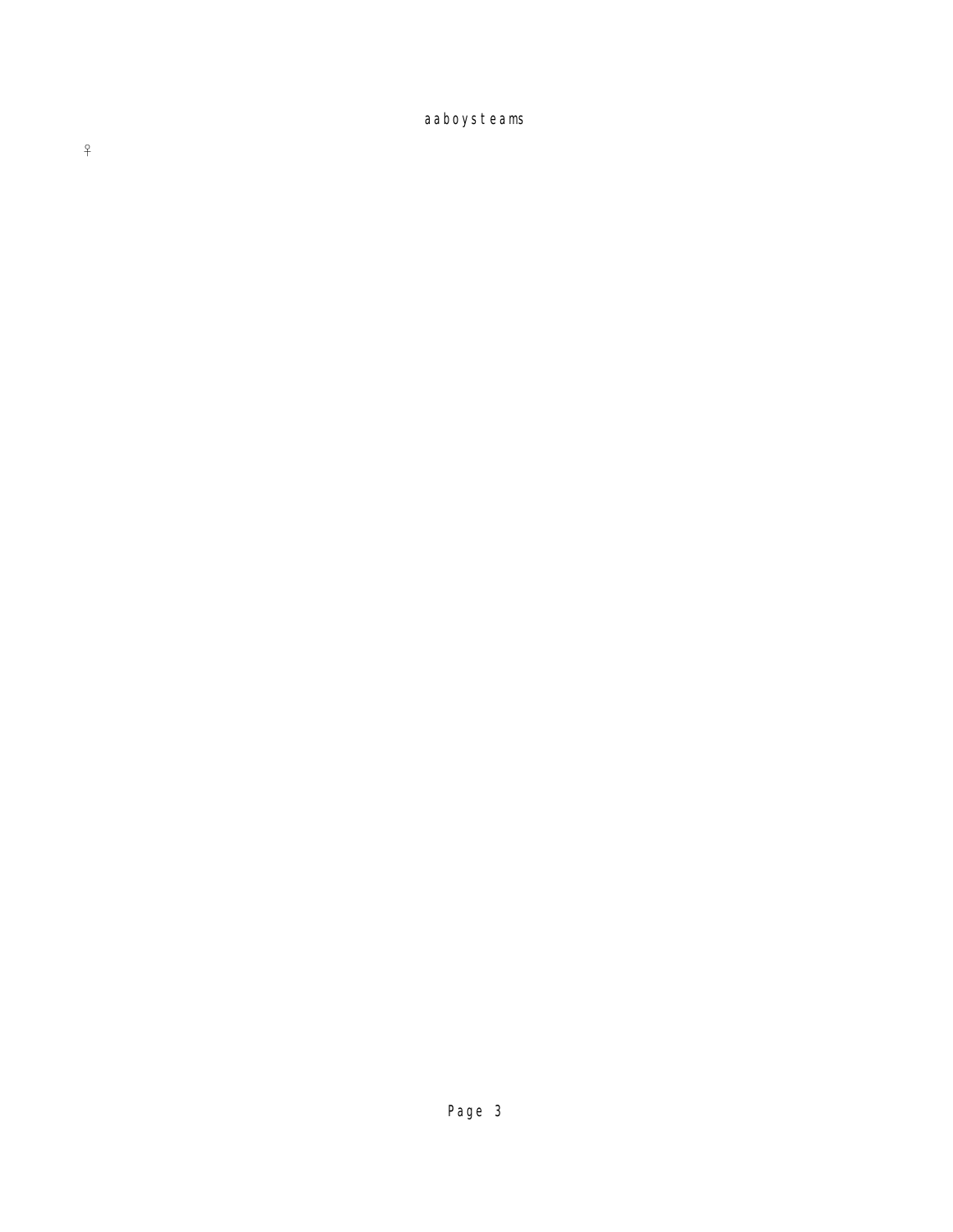aaboysteams

♀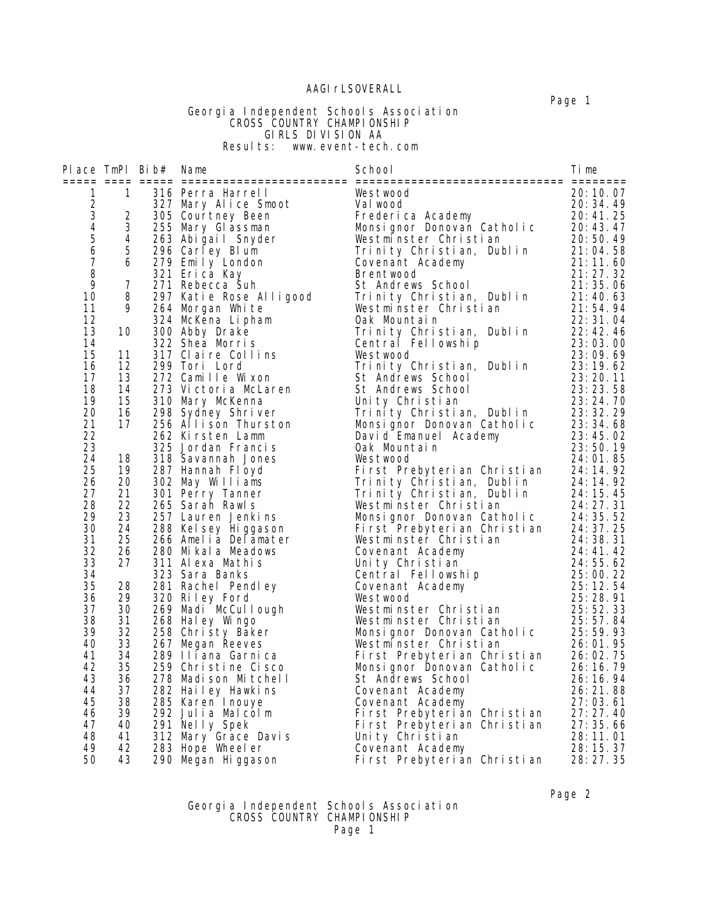AAGIrLSOVERALL

Georgia Independent Schools Association
CROSS COUNTRY CHAMPIONSHIP
GIRLS DIVISION AA
Results: www.event-tech.com

| Place | TmPl | Bib# | Name | School | Time |
|---|---|---|---|---|---|
| 1 | 1 | 316 | Perra Harrell | Westwood | 20:10.07 |
| 2 | | 327 | Mary Alice Smoot | Valwood | 20:34.49 |
| 3 | 2 | 305 | Courtney Been | Frederica Academy | 20:41.25 |
| 4 | 3 | 255 | Mary Glassman | Monsignor Donovan Catholic | 20:43.47 |
| 5 | 4 | 263 | Abigail Snyder | Westminster Christian | 20:50.49 |
| 6 | 5 | 296 | Carley Blum | Trinity Christian, Dublin | 21:04.58 |
| 7 | 6 | 279 | Emily London | Covenant Academy | 21:11.60 |
| 8 | | 321 | Erica Kay | Brentwood | 21:27.32 |
| 9 | 7 | 271 | Rebecca Suh | St Andrews School | 21:35.06 |
| 10 | 8 | 297 | Katie Rose Alligood | Trinity Christian, Dublin | 21:40.63 |
| 11 | 9 | 264 | Morgan White | Westminster Christian | 21:54.94 |
| 12 | | 324 | McKena Lipham | Oak Mountain | 22:31.04 |
| 13 | 10 | 300 | Abby Drake | Trinity Christian, Dublin | 22:42.46 |
| 14 | | 322 | Shea Morris | Central Fellowship | 23:03.00 |
| 15 | 11 | 317 | Claire Collins | Westwood | 23:09.69 |
| 16 | 12 | 299 | Tori Lord | Trinity Christian, Dublin | 23:19.62 |
| 17 | 13 | 272 | Camille Wixon | St Andrews School | 23:20.11 |
| 18 | 14 | 273 | Victoria McLaren | St Andrews School | 23:23.58 |
| 19 | 15 | 310 | Mary McKenna | Unity Christian | 23:24.70 |
| 20 | 16 | 298 | Sydney Shriver | Trinity Christian, Dublin | 23:32.29 |
| 21 | 17 | 256 | Allison Thurston | Monsignor Donovan Catholic | 23:34.68 |
| 22 | | 262 | Kirsten Lamm | David Emanuel Academy | 23:45.02 |
| 23 | | 325 | Jordan Francis | Oak Mountain | 23:50.19 |
| 24 | 18 | 318 | Savannah Jones | Westwood | 24:01.85 |
| 25 | 19 | 287 | Hannah Floyd | First Prebyterian Christian | 24:14.92 |
| 26 | 20 | 302 | May Williams | Trinity Christian, Dublin | 24:14.92 |
| 27 | 21 | 301 | Perry Tanner | Trinity Christian, Dublin | 24:15.45 |
| 28 | 22 | 265 | Sarah Rawls | Westminster Christian | 24:27.31 |
| 29 | 23 | 257 | Lauren Jenkins | Monsignor Donovan Catholic | 24:35.52 |
| 30 | 24 | 288 | Kelsey Higgason | First Prebyterian Christian | 24:37.25 |
| 31 | 25 | 266 | Amelia Delamater | Westminster Christian | 24:38.31 |
| 32 | 26 | 280 | Mikala Meadows | Covenant Academy | 24:41.42 |
| 33 | 27 | 311 | Alexa Mathis | Unity Christian | 24:55.62 |
| 34 | | 323 | Sara Banks | Central Fellowship | 25:00.22 |
| 35 | 28 | 281 | Rachel Pendley | Covenant Academy | 25:12.54 |
| 36 | 29 | 320 | Riley Ford | Westwood | 25:28.91 |
| 37 | 30 | 269 | Madi McCullough | Westminster Christian | 25:52.33 |
| 38 | 31 | 268 | Haley Wingo | Westminster Christian | 25:57.84 |
| 39 | 32 | 258 | Christy Baker | Monsignor Donovan Catholic | 25:59.93 |
| 40 | 33 | 267 | Megan Reeves | Westminster Christian | 26:01.95 |
| 41 | 34 | 289 | Iliana Garnica | First Prebyterian Christian | 26:02.75 |
| 42 | 35 | 259 | Christine Cisco | Monsignor Donovan Catholic | 26:16.79 |
| 43 | 36 | 278 | Madison Mitchell | St Andrews School | 26:16.94 |
| 44 | 37 | 282 | Hailey Hawkins | Covenant Academy | 26:21.88 |
| 45 | 38 | 285 | Karen Inouye | Covenant Academy | 27:03.61 |
| 46 | 39 | 292 | Julia Malcolm | First Prebyterian Christian | 27:27.40 |
| 47 | 40 | 291 | Nelly Spek | First Prebyterian Christian | 27:35.66 |
| 48 | 41 | 312 | Mary Grace Davis | Unity Christian | 28:11.01 |
| 49 | 42 | 283 | Hope Wheeler | Covenant Academy | 28:15.37 |
| 50 | 43 | 290 | Megan Higgason | First Prebyterian Christian | 28:27.35 |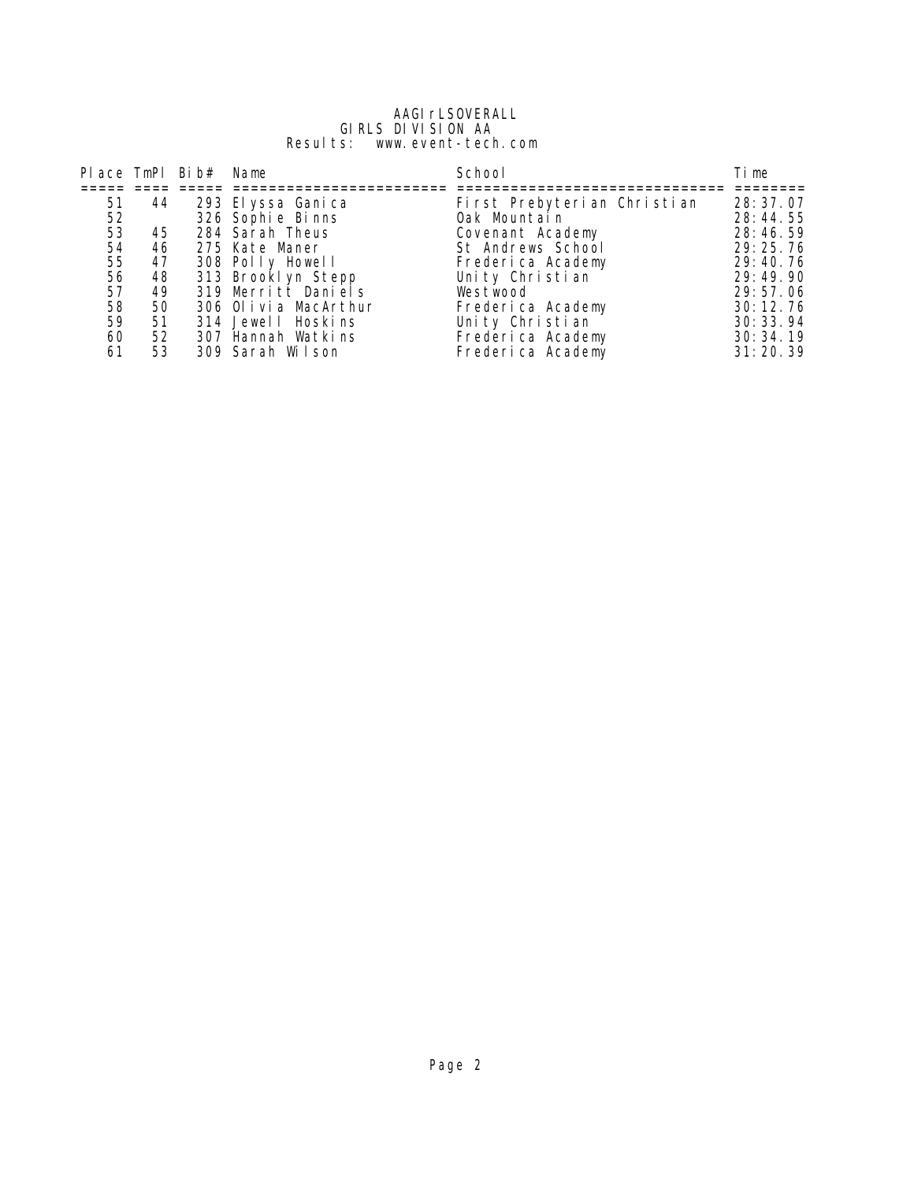# AAGIrLSOVERALL

## GIRLS DIVISION AA

Results: www.event-tech.com

| Place | TmPl | Bib# | Name | School | Time |
|---|---|---|---|---|---|
| 51 | 44 | 293 | Elyssa Ganica | First Prebyterian Christian | 28:37.07 |
| 52 | | 326 | Sophie Binns | Oak Mountain | 28:44.55 |
| 53 | 45 | 284 | Sarah Theus | Covenant Academy | 28:46.59 |
| 54 | 46 | 275 | Kate Maner | St Andrews School | 29:25.76 |
| 55 | 47 | 308 | Polly Howell | Frederica Academy | 29:40.76 |
| 56 | 48 | 313 | Brooklyn Stepp | Unity Christian | 29:49.90 |
| 57 | 49 | 319 | Merritt Daniels | Westwood | 29:57.06 |
| 58 | 50 | 306 | Olivia MacArthur | Frederica Academy | 30:12.76 |
| 59 | 51 | 314 | Jewell Hoskins | Unity Christian | 30:33.94 |
| 60 | 52 | 307 | Hannah Watkins | Frederica Academy | 30:34.19 |
| 61 | 53 | 309 | Sarah Wilson | Frederica Academy | 31:20.39 |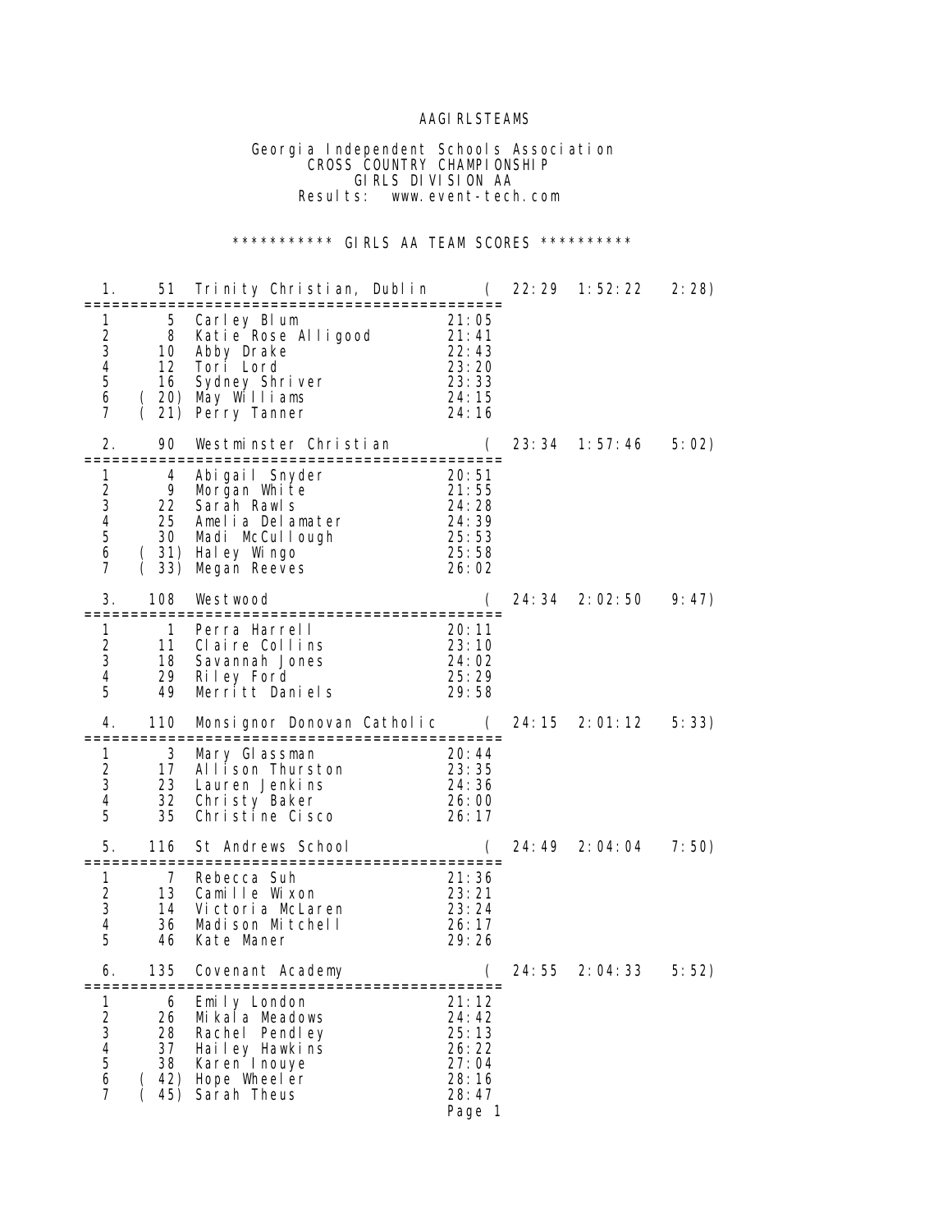AAGIRLSTEAMS

Georgia Independent Schools Association
CROSS COUNTRY CHAMPIONSHIP
GIRLS DIVISION AA
Results: www.event-tech.com

*********** GIRLS AA TEAM SCORES **********

```
  1.     51  Trinity Christian, Dublin      (  22:29  1:52:22   2:28)
=================================================
  1       5  Carley Blum                  21:05
  2       8  Katie Rose Alligood          21:41
  3      10  Abby Drake                   22:43
  4      12  Tori Lord                    23:20
  5      16  Sydney Shriver               23:33
  6    ( 20) May Williams                 24:15
  7    ( 21) Perry Tanner                 24:16

  2.     90  Westminster Christian          (  23:34  1:57:46   5:02)
=================================================
  1       4  Abigail Snyder               20:51
  2       9  Morgan White                 21:55
  3      22  Sarah Rawls                  24:28
  4      25  Amelia Delamater             24:39
  5      30  Madi McCullough              25:53
  6    ( 31) Haley Wingo                  25:58
  7    ( 33) Megan Reeves                 26:02

  3.    108  Westwood                       (  24:34  2:02:50   9:47)
=================================================
  1       1  Perra Harrell                20:11
  2      11  Claire Collins               23:10
  3      18  Savannah Jones               24:02
  4      29  Riley Ford                   25:29
  5      49  Merritt Daniels              29:58

  4.    110  Monsignor Donovan Catholic     (  24:15  2:01:12   5:33)
=================================================
  1       3  Mary Glassman                20:44
  2      17  Allison Thurston             23:35
  3      23  Lauren Jenkins               24:36
  4      32  Christy Baker                26:00
  5      35  Christine Cisco              26:17

  5.    116  St Andrews School              (  24:49  2:04:04   7:50)
=================================================
  1       7  Rebecca Suh                  21:36
  2      13  Camille Wixon                23:21
  3      14  Victoria McLaren             23:24
  4      36  Madison Mitchell             26:17
  5      46  Kate Maner                   29:26

  6.    135  Covenant Academy               (  24:55  2:04:33   5:52)
=================================================
  1       6  Emily London                 21:12
  2      26  Mikala Meadows               24:42
  3      28  Rachel Pendley               25:13
  4      37  Hailey Hawkins               26:22
  5      38  Karen Inouye                 27:04
  6    ( 42) Hope Wheeler                 28:16
  7    ( 45) Sarah Theus                  28:47
```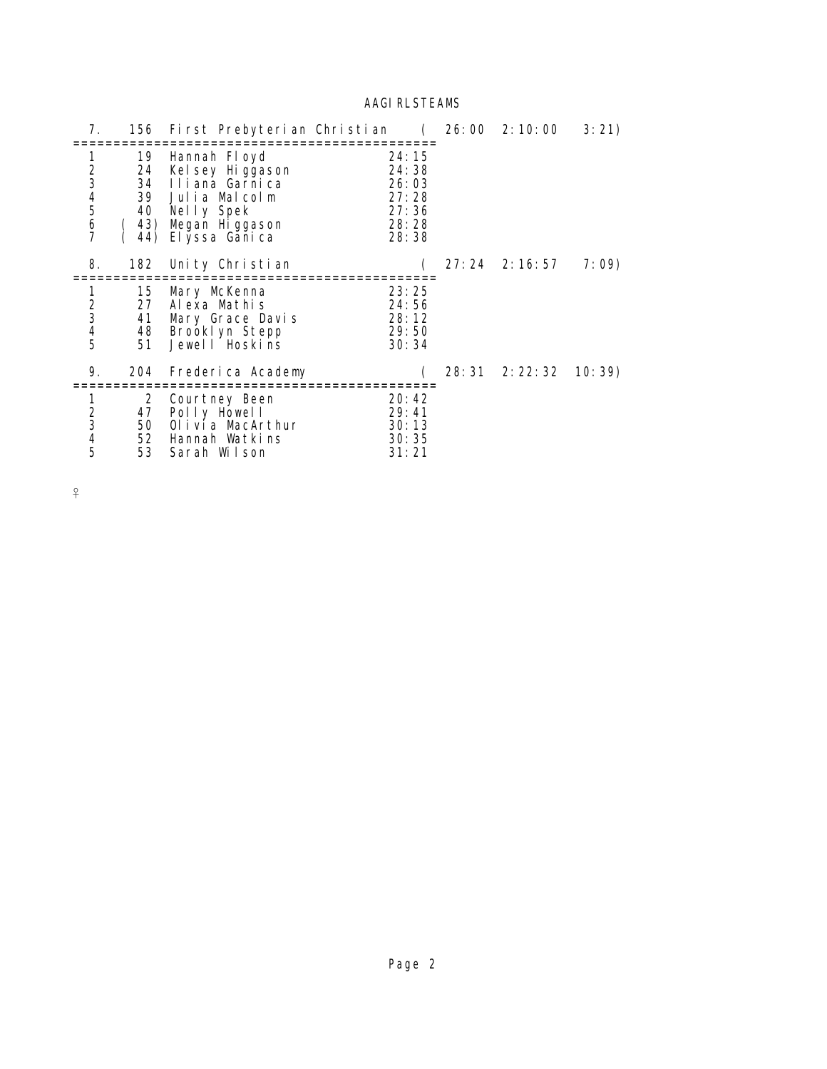## AAGIRLSTEAMS

| 7. | 156 | First Prebyterian Christian | ( 26:00 | 2:10:00 | 3:21) |
|---|---|---|---|---|---|
| 1 | 19 | Hannah Floyd | 24:15 | | |
| 2 | 24 | Kelsey Higgason | 24:38 | | |
| 3 | 34 | Iliana Garnica | 26:03 | | |
| 4 | 39 | Julia Malcolm | 27:28 | | |
| 5 | 40 | Nelly Spek | 27:36 | | |
| 6 | (43) | Megan Higgason | 28:28 | | |
| 7 | (44) | Elyssa Ganica | 28:38 | | |

| 8. | 182 | Unity Christian | ( 27:24 | 2:16:57 | 7:09) |
|---|---|---|---|---|---|
| 1 | 15 | Mary McKenna | 23:25 | | |
| 2 | 27 | Alexa Mathis | 24:56 | | |
| 3 | 41 | Mary Grace Davis | 28:12 | | |
| 4 | 48 | Brooklyn Stepp | 29:50 | | |
| 5 | 51 | Jewell Hoskins | 30:34 | | |

| 9. | 204 | Frederica Academy | ( 28:31 | 2:22:32 | 10:39) |
|---|---|---|---|---|---|
| 1 | 2 | Courtney Been | 20:42 | | |
| 2 | 47 | Polly Howell | 29:41 | | |
| 3 | 50 | Olivia MacArthur | 30:13 | | |
| 4 | 52 | Hannah Watkins | 30:35 | | |
| 5 | 53 | Sarah Wilson | 31:21 | | |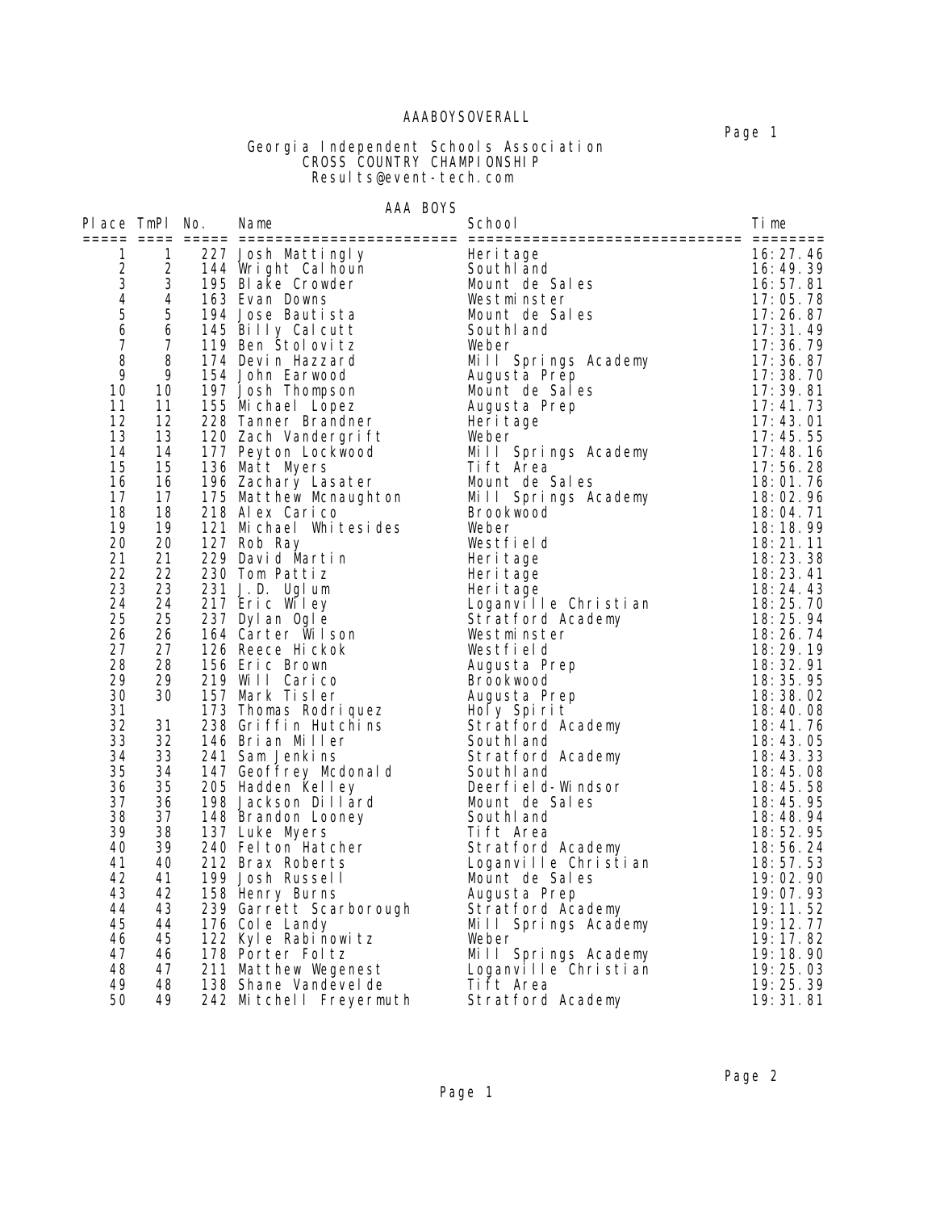# AAABOYSOVERALL

## Georgia Independent Schools Association
## CROSS COUNTRY CHAMPIONSHIP
Results@event-tech.com

### AAA BOYS

| Place | TmPl | No. | Name | School | Time |
|---|---|---|---|---|---|
| 1 | 1 | 227 | Josh Mattingly | Heritage | 16:27.46 |
| 2 | 2 | 144 | Wright Calhoun | Southland | 16:49.39 |
| 3 | 3 | 195 | Blake Crowder | Mount de Sales | 16:57.81 |
| 4 | 4 | 163 | Evan Downs | Westminster | 17:05.78 |
| 5 | 5 | 194 | Jose Bautista | Mount de Sales | 17:26.87 |
| 6 | 6 | 145 | Billy Calcutt | Southland | 17:31.49 |
| 7 | 7 | 119 | Ben Stolovitz | Weber | 17:36.79 |
| 8 | 8 | 174 | Devin Hazzard | Mill Springs Academy | 17:36.87 |
| 9 | 9 | 154 | John Earwood | Augusta Prep | 17:38.70 |
| 10 | 10 | 197 | Josh Thompson | Mount de Sales | 17:39.81 |
| 11 | 11 | 155 | Michael Lopez | Augusta Prep | 17:41.73 |
| 12 | 12 | 228 | Tanner Brandner | Heritage | 17:43.01 |
| 13 | 13 | 120 | Zach Vandergrift | Weber | 17:45.55 |
| 14 | 14 | 177 | Peyton Lockwood | Mill Springs Academy | 17:48.16 |
| 15 | 15 | 136 | Matt Myers | Tift Area | 17:56.28 |
| 16 | 16 | 196 | Zachary Lasater | Mount de Sales | 18:01.76 |
| 17 | 17 | 175 | Matthew Mcnaughton | Mill Springs Academy | 18:02.96 |
| 18 | 18 | 218 | Alex Carico | Brookwood | 18:04.71 |
| 19 | 19 | 121 | Michael Whitesides | Weber | 18:18.99 |
| 20 | 20 | 127 | Rob Ray | Westfield | 18:21.11 |
| 21 | 21 | 229 | David Martin | Heritage | 18:23.38 |
| 22 | 22 | 230 | Tom Pattiz | Heritage | 18:23.41 |
| 23 | 23 | 231 | J.D. Uglum | Heritage | 18:24.43 |
| 24 | 24 | 217 | Eric Wiley | Loganville Christian | 18:25.70 |
| 25 | 25 | 237 | Dylan Ogle | Stratford Academy | 18:25.94 |
| 26 | 26 | 164 | Carter Wilson | Westminster | 18:26.74 |
| 27 | 27 | 126 | Reece Hickok | Westfield | 18:29.19 |
| 28 | 28 | 156 | Eric Brown | Augusta Prep | 18:32.91 |
| 29 | 29 | 219 | Will Carico | Brookwood | 18:35.95 |
| 30 | 30 | 157 | Mark Tisler | Augusta Prep | 18:38.02 |
| 31 | | 173 | Thomas Rodriquez | Holy Spirit | 18:40.08 |
| 32 | 31 | 238 | Griffin Hutchins | Stratford Academy | 18:41.76 |
| 33 | 32 | 146 | Brian Miller | Southland | 18:43.05 |
| 34 | 33 | 241 | Sam Jenkins | Stratford Academy | 18:43.33 |
| 35 | 34 | 147 | Geoffrey Mcdonald | Southland | 18:45.08 |
| 36 | 35 | 205 | Hadden Kelley | Deerfield-Windsor | 18:45.58 |
| 37 | 36 | 198 | Jackson Dillard | Mount de Sales | 18:45.95 |
| 38 | 37 | 148 | Brandon Looney | Southland | 18:48.94 |
| 39 | 38 | 137 | Luke Myers | Tift Area | 18:52.95 |
| 40 | 39 | 240 | Felton Hatcher | Stratford Academy | 18:56.24 |
| 41 | 40 | 212 | Brax Roberts | Loganville Christian | 18:57.53 |
| 42 | 41 | 199 | Josh Russell | Mount de Sales | 19:02.90 |
| 43 | 42 | 158 | Henry Burns | Augusta Prep | 19:07.93 |
| 44 | 43 | 239 | Garrett Scarborough | Stratford Academy | 19:11.52 |
| 45 | 44 | 176 | Cole Landy | Mill Springs Academy | 19:12.77 |
| 46 | 45 | 122 | Kyle Rabinowitz | Weber | 19:17.82 |
| 47 | 46 | 178 | Porter Foltz | Mill Springs Academy | 19:18.90 |
| 48 | 47 | 211 | Matthew Wegenest | Loganville Christian | 19:25.03 |
| 49 | 48 | 138 | Shane Vandevelde | Tift Area | 19:25.39 |
| 50 | 49 | 242 | Mitchell Freyermuth | Stratford Academy | 19:31.81 |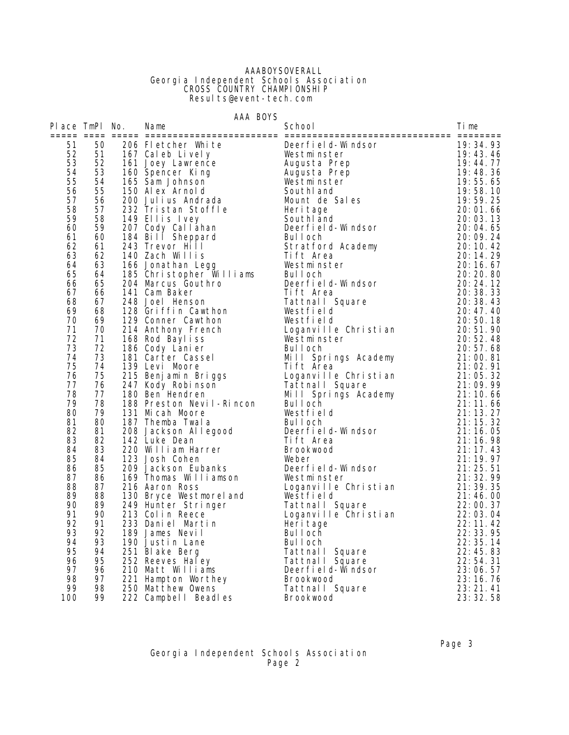AAABOYSOVERALL
Georgia Independent Schools Association
CROSS COUNTRY CHAMPIONSHIP
Results@event-tech.com

## AAA BOYS

| Place | TmPl | No. | Name | School | Time |
|---|---|---|---|---|---|
| 51 | 50 | 206 | Fletcher White | Deerfield-Windsor | 19:34.93 |
| 52 | 51 | 167 | Caleb Lively | Westminster | 19:43.46 |
| 53 | 52 | 161 | Joey Lawrence | Augusta Prep | 19:44.77 |
| 54 | 53 | 160 | Spencer King | Augusta Prep | 19:48.36 |
| 55 | 54 | 165 | Sam Johnson | Westminster | 19:55.65 |
| 56 | 55 | 150 | Alex Arnold | Southland | 19:58.10 |
| 57 | 56 | 200 | Julius Andrada | Mount de Sales | 19:59.25 |
| 58 | 57 | 232 | Tristan Stoffle | Heritage | 20:01.66 |
| 59 | 58 | 149 | Ellis Ivey | Southland | 20:03.13 |
| 60 | 59 | 207 | Cody Callahan | Deerfield-Windsor | 20:04.65 |
| 61 | 60 | 184 | Bill Sheppard | Bulloch | 20:09.24 |
| 62 | 61 | 243 | Trevor Hill | Stratford Academy | 20:10.42 |
| 63 | 62 | 140 | Zach Willis | Tift Area | 20:14.29 |
| 64 | 63 | 166 | Jonathan Legg | Westminster | 20:16.67 |
| 65 | 64 | 185 | Christopher Williams | Bulloch | 20:20.80 |
| 66 | 65 | 204 | Marcus Gouthro | Deerfield-Windsor | 20:24.12 |
| 67 | 66 | 141 | Cam Baker | Tift Area | 20:38.33 |
| 68 | 67 | 248 | Joel Henson | Tattnall Square | 20:38.43 |
| 69 | 68 | 128 | Griffin Cawthon | Westfield | 20:47.40 |
| 70 | 69 | 129 | Conner Cawthon | Westfield | 20:50.18 |
| 71 | 70 | 214 | Anthony French | Loganville Christian | 20:51.90 |
| 72 | 71 | 168 | Rod Bayliss | Westminster | 20:52.48 |
| 73 | 72 | 186 | Cody Lanier | Bulloch | 20:57.68 |
| 74 | 73 | 181 | Carter Cassel | Mill Springs Academy | 21:00.81 |
| 75 | 74 | 139 | Levi Moore | Tift Area | 21:02.91 |
| 76 | 75 | 215 | Benjamin Briggs | Loganville Christian | 21:05.32 |
| 77 | 76 | 247 | Kody Robinson | Tattnall Square | 21:09.99 |
| 78 | 77 | 180 | Ben Hendren | Mill Springs Academy | 21:10.66 |
| 79 | 78 | 188 | Preston Nevil-Rincon | Bulloch | 21:11.66 |
| 80 | 79 | 131 | Micah Moore | Westfield | 21:13.27 |
| 81 | 80 | 187 | Themba Twala | Bulloch | 21:15.32 |
| 82 | 81 | 208 | Jackson Allegood | Deerfield-Windsor | 21:16.05 |
| 83 | 82 | 142 | Luke Dean | Tift Area | 21:16.98 |
| 84 | 83 | 220 | William Harrer | Brookwood | 21:17.43 |
| 85 | 84 | 123 | Josh Cohen | Weber | 21:19.97 |
| 86 | 85 | 209 | Jackson Eubanks | Deerfield-Windsor | 21:25.51 |
| 87 | 86 | 169 | Thomas Williamson | Westminster | 21:32.99 |
| 88 | 87 | 216 | Aaron Ross | Loganville Christian | 21:39.35 |
| 89 | 88 | 130 | Bryce Westmoreland | Westfield | 21:46.00 |
| 90 | 89 | 249 | Hunter Stringer | Tattnall Square | 22:00.37 |
| 91 | 90 | 213 | Colin Reece | Loganville Christian | 22:03.04 |
| 92 | 91 | 233 | Daniel Martin | Heritage | 22:11.42 |
| 93 | 92 | 189 | James Nevil | Bulloch | 22:33.95 |
| 94 | 93 | 190 | Justin Lane | Bulloch | 22:35.14 |
| 95 | 94 | 251 | Blake Berg | Tattnall Square | 22:45.83 |
| 96 | 95 | 252 | Reeves Haley | Tattnall Square | 22:54.31 |
| 97 | 96 | 210 | Matt Williams | Deerfield-Windsor | 23:06.57 |
| 98 | 97 | 221 | Hampton Worthey | Brookwood | 23:16.76 |
| 99 | 98 | 250 | Matthew Owens | Tattnall Square | 23:21.41 |
| 100 | 99 | 222 | Campbell Beadles | Brookwood | 23:32.58 |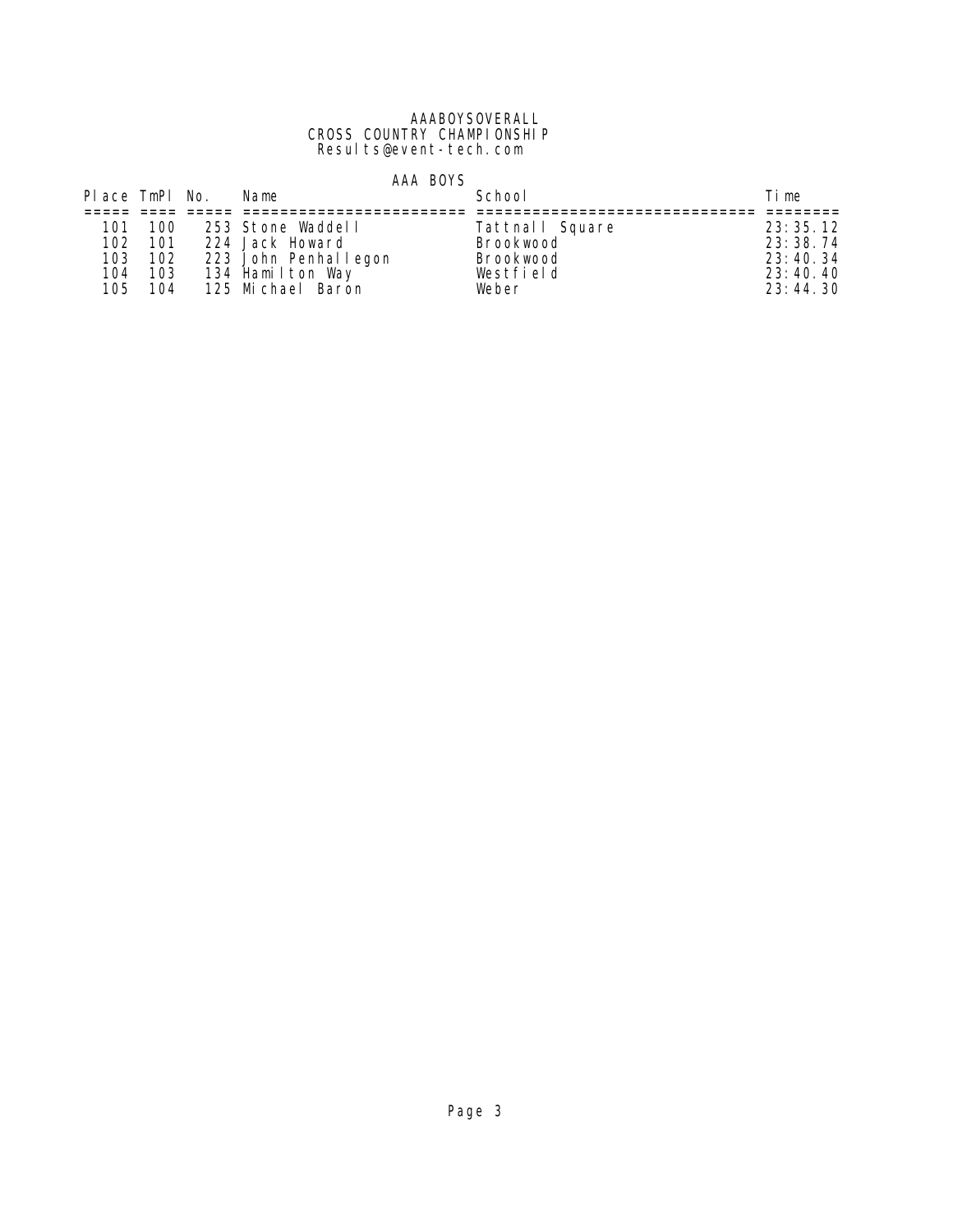AAABOYSOVERALL
CROSS COUNTRY CHAMPIONSHIP
Results@event-tech.com

AAA BOYS

| Place | TmPl | No. | Name | School | Time |
|---|---|---|---|---|---|
| 101 | 100 | 253 | Stone Waddell | Tattnall Square | 23:35.12 |
| 102 | 101 | 224 | Jack Howard | Brookwood | 23:38.74 |
| 103 | 102 | 223 | John Penhallegon | Brookwood | 23:40.34 |
| 104 | 103 | 134 | Hamilton Way | Westfield | 23:40.40 |
| 105 | 104 | 125 | Michael Baron | Weber | 23:44.30 |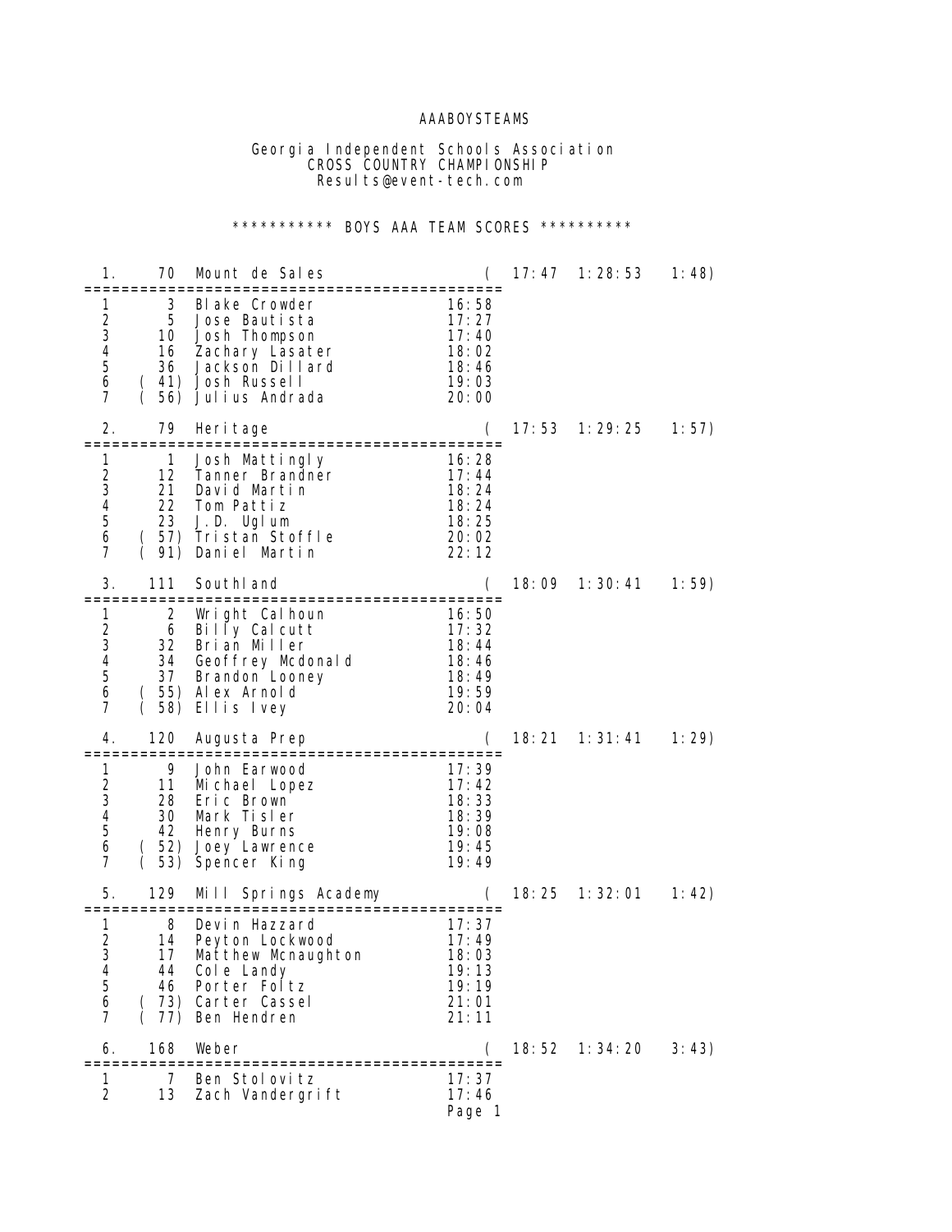AAABOYSTEAMS

Georgia Independent Schools Association
CROSS COUNTRY CHAMPIONSHIP
Results@event-tech.com

*********** BOYS AAA TEAM SCORES **********

```
  1.     70   Mount de Sales                    (   17:47  1:28:53    1:48)
==============================================
  1        3  Blake Crowder                  16:58
  2        5  Jose Bautista                  17:27
  3       10  Josh Thompson                  17:40
  4       16  Zachary Lasater                18:02
  5       36  Jackson Dillard                18:46
  6     ( 41) Josh Russell                   19:03
  7     ( 56) Julius Andrada                 20:00

  2.     79   Heritage                          (   17:53  1:29:25    1:57)
==============================================
  1        1  Josh Mattingly                 16:28
  2       12  Tanner Brandner                17:44
  3       21  David Martin                   18:24
  4       22  Tom Pattiz                     18:24
  5       23  J.D. Uglum                     18:25
  6     ( 57) Tristan Stoffle                20:02
  7     ( 91) Daniel Martin                  22:12

  3.    111   Southland                         (   18:09  1:30:41    1:59)
==============================================
  1        2  Wright Calhoun                 16:50
  2        6  Billy Calcutt                  17:32
  3       32  Brian Miller                   18:44
  4       34  Geoffrey Mcdonald              18:46
  5       37  Brandon Looney                 18:49
  6     ( 55) Alex Arnold                    19:59
  7     ( 58) Ellis Ivey                     20:04

  4.    120   Augusta Prep                      (   18:21  1:31:41    1:29)
==============================================
  1        9  John Earwood                   17:39
  2       11  Michael Lopez                  17:42
  3       28  Eric Brown                     18:33
  4       30  Mark Tisler                    18:39
  5       42  Henry Burns                    19:08
  6     ( 52) Joey Lawrence                  19:45
  7     ( 53) Spencer King                   19:49

  5.    129   Mill Springs Academy              (   18:25  1:32:01    1:42)
==============================================
  1        8  Devin Hazzard                  17:37
  2       14  Peyton Lockwood                17:49
  3       17  Matthew Mcnaughton             18:03
  4       44  Cole Landy                     19:13
  5       46  Porter Foltz                   19:19
  6     ( 73) Carter Cassel                  21:01
  7     ( 77) Ben Hendren                    21:11

  6.    168   Weber                             (   18:52  1:34:20    3:43)
==============================================
  1        7  Ben Stolovitz                  17:37
  2       13  Zach Vandergrift               17:46
```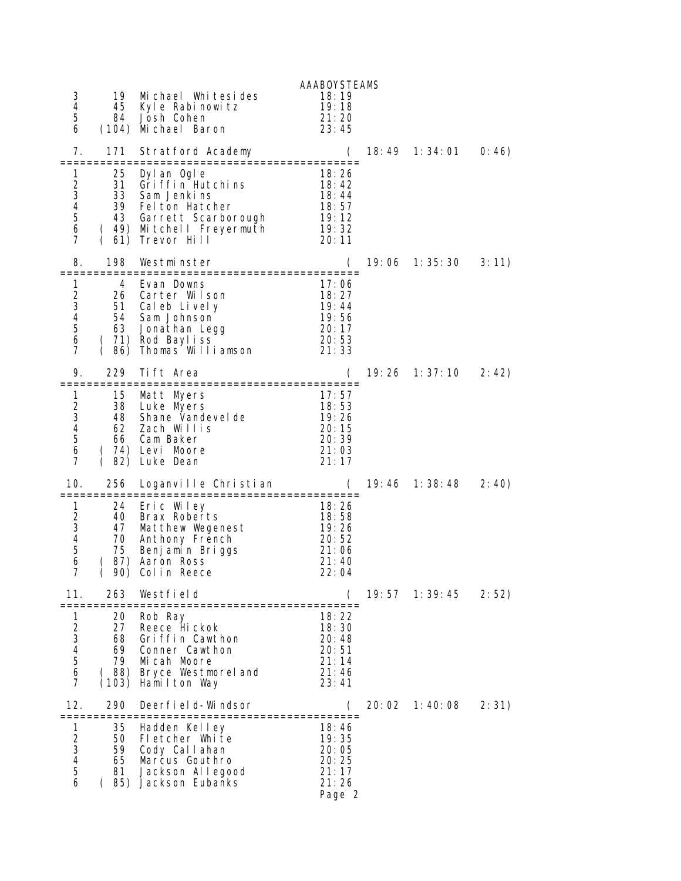AAABOYSTEAMS

```
 3      19  Michael Whitesides        18:19
 4      45  Kyle Rabinowitz           19:18
 5      84  Josh Cohen                21:20
 6    (104) Michael Baron             23:45

 7.    171  Stratford Academy          (  18:49  1:34:01   0:46)
==============================================
 1      25  Dylan Ogle                18:26
 2      31  Griffin Hutchins          18:42
 3      33  Sam Jenkins               18:44
 4      39  Felton Hatcher            18:57
 5      43  Garrett Scarborough       19:12
 6    ( 49) Mitchell Freyermuth       19:32
 7    ( 61) Trevor Hill               20:11

 8.    198  Westminster                (  19:06  1:35:30   3:11)
==============================================
 1       4  Evan Downs                17:06
 2      26  Carter Wilson             18:27
 3      51  Caleb Lively              19:44
 4      54  Sam Johnson               19:56
 5      63  Jonathan Legg             20:17
 6    ( 71) Rod Bayliss               20:53
 7    ( 86) Thomas Williamson         21:33

 9.    229  Tift Area                  (  19:26  1:37:10   2:42)
==============================================
 1      15  Matt Myers                17:57
 2      38  Luke Myers                18:53
 3      48  Shane Vandevelde          19:26
 4      62  Zach Willis               20:15
 5      66  Cam Baker                 20:39
 6    ( 74) Levi Moore                21:03
 7    ( 82) Luke Dean                 21:17

10.    256  Loganville Christian       (  19:46  1:38:48   2:40)
==============================================
 1      24  Eric Wiley                18:26
 2      40  Brax Roberts              18:58
 3      47  Matthew Wegenest          19:26
 4      70  Anthony French            20:52
 5      75  Benjamin Briggs           21:06
 6    ( 87) Aaron Ross                21:40
 7    ( 90) Colin Reece               22:04

11.    263  Westfield                  (  19:57  1:39:45   2:52)
==============================================
 1      20  Rob Ray                   18:22
 2      27  Reece Hickok              18:30
 3      68  Griffin Cawthon           20:48
 4      69  Conner Cawthon            20:51
 5      79  Micah Moore               21:14
 6    ( 88) Bryce Westmoreland        21:46
 7    (103) Hamilton Way              23:41

12.    290  Deerfield-Windsor          (  20:02  1:40:08   2:31)
==============================================
 1      35  Hadden Kelley             18:46
 2      50  Fletcher White            19:35
 3      59  Cody Callahan             20:05
 4      65  Marcus Gouthro            20:25
 5      81  Jackson Allegood          21:17
 6    ( 85) Jackson Eubanks           21:26
```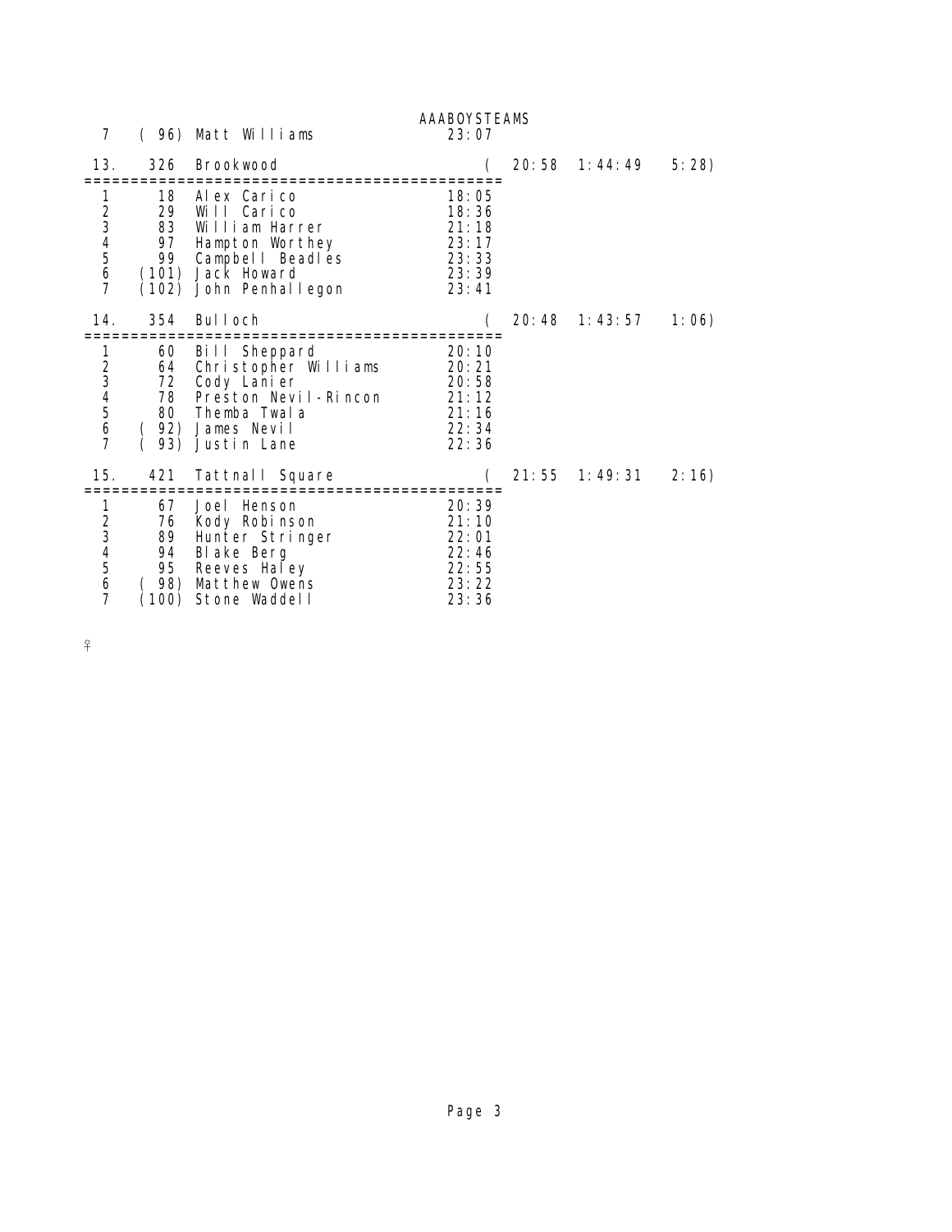AAABOYSTEAMS

```
  7    ( 96) Matt Williams                 23:07

 13.    326  Brookwood                    (    20:58  1:44:49    5:28)
=============================================
  1      18  Alex Carico                   18:05
  2      29  Will Carico                   18:36
  3      83  William Harrer                21:18
  4      97  Hampton Worthey               23:17
  5      99  Campbell Beadles              23:33
  6    (101) Jack Howard                   23:39
  7    (102) John Penhallegon              23:41

 14.    354  Bulloch                      (    20:48  1:43:57    1:06)
=============================================
  1      60  Bill Sheppard                 20:10
  2      64  Christopher Williams          20:21
  3      72  Cody Lanier                   20:58
  4      78  Preston Nevil-Rincon          21:12
  5      80  Themba Twala                  21:16
  6    ( 92) James Nevil                   22:34
  7    ( 93) Justin Lane                   22:36

 15.    421  Tattnall Square              (    21:55  1:49:31    2:16)
=============================================
  1      67  Joel Henson                   20:39
  2      76  Kody Robinson                 21:10
  3      89  Hunter Stringer               22:01
  4      94  Blake Berg                    22:46
  5      95  Reeves Haley                  22:55
  6    ( 98) Matthew Owens                 23:22
  7    (100) Stone Waddell                 23:36
```

♀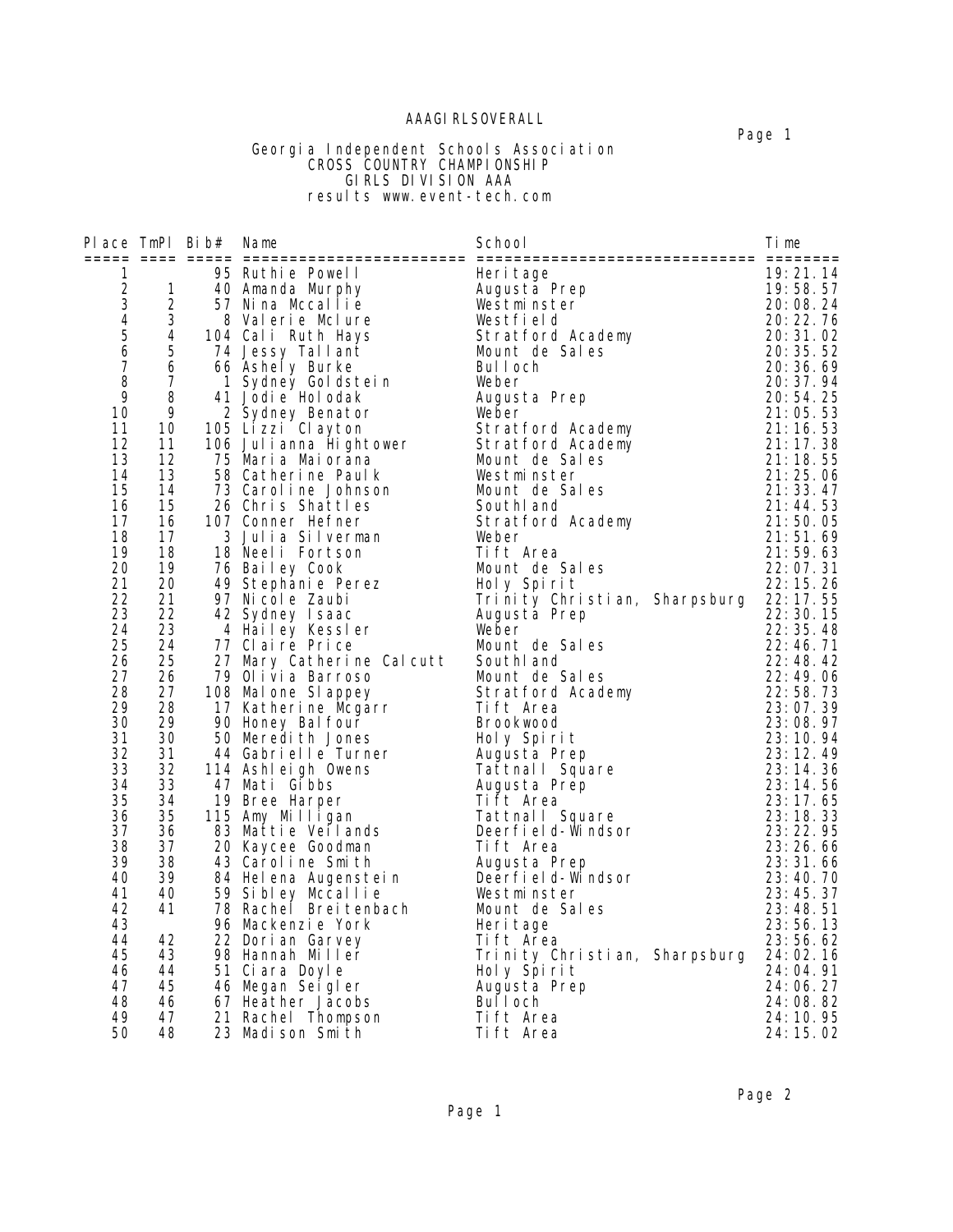AAAGIRLSOVERALL

Georgia Independent Schools Association
CROSS COUNTRY CHAMPIONSHIP
GIRLS DIVISION AAA
results www.event-tech.com

| Place | TmPl | Bib# | Name | School | Time |
|---|---|---|---|---|---|
| 1 | | 95 | Ruthie Powell | Heritage | 19:21.14 |
| 2 | 1 | 40 | Amanda Murphy | Augusta Prep | 19:58.57 |
| 3 | 2 | 57 | Nina Mccallie | Westminster | 20:08.24 |
| 4 | 3 | 8 | Valerie Mclure | Westfield | 20:22.76 |
| 5 | 4 | 104 | Cali Ruth Hays | Stratford Academy | 20:31.02 |
| 6 | 5 | 74 | Jessy Tallant | Mount de Sales | 20:35.52 |
| 7 | 6 | 66 | Ashely Burke | Bulloch | 20:36.69 |
| 8 | 7 | 1 | Sydney Goldstein | Weber | 20:37.94 |
| 9 | 8 | 41 | Jodie Holodak | Augusta Prep | 20:54.25 |
| 10 | 9 | 2 | Sydney Benator | Weber | 21:05.53 |
| 11 | 10 | 105 | Lizzi Clayton | Stratford Academy | 21:16.53 |
| 12 | 11 | 106 | Julianna Hightower | Stratford Academy | 21:17.38 |
| 13 | 12 | 75 | Maria Maiorana | Mount de Sales | 21:18.55 |
| 14 | 13 | 58 | Catherine Paulk | Westminster | 21:25.06 |
| 15 | 14 | 73 | Caroline Johnson | Mount de Sales | 21:33.47 |
| 16 | 15 | 26 | Chris Shattles | Southland | 21:44.53 |
| 17 | 16 | 107 | Conner Hefner | Stratford Academy | 21:50.05 |
| 18 | 17 | 3 | Julia Silverman | Weber | 21:51.69 |
| 19 | 18 | 18 | Neeli Fortson | Tift Area | 21:59.63 |
| 20 | 19 | 76 | Bailey Cook | Mount de Sales | 22:07.31 |
| 21 | 20 | 49 | Stephanie Perez | Holy Spirit | 22:15.26 |
| 22 | 21 | 97 | Nicole Zaubi | Trinity Christian, Sharpsburg | 22:17.55 |
| 23 | 22 | 42 | Sydney Isaac | Augusta Prep | 22:30.15 |
| 24 | 23 | 4 | Hailey Kessler | Weber | 22:35.48 |
| 25 | 24 | 77 | Claire Price | Mount de Sales | 22:46.71 |
| 26 | 25 | 27 | Mary Catherine Calcutt | Southland | 22:48.42 |
| 27 | 26 | 79 | Olivia Barroso | Mount de Sales | 22:49.06 |
| 28 | 27 | 108 | Malone Slappey | Stratford Academy | 22:58.73 |
| 29 | 28 | 17 | Katherine Mcgarr | Tift Area | 23:07.39 |
| 30 | 29 | 90 | Honey Balfour | Brookwood | 23:08.97 |
| 31 | 30 | 50 | Meredith Jones | Holy Spirit | 23:10.94 |
| 32 | 31 | 44 | Gabrielle Turner | Augusta Prep | 23:12.49 |
| 33 | 32 | 114 | Ashleigh Owens | Tattnall Square | 23:14.36 |
| 34 | 33 | 47 | Mati Gibbs | Augusta Prep | 23:14.56 |
| 35 | 34 | 19 | Bree Harper | Tift Area | 23:17.65 |
| 36 | 35 | 115 | Amy Milligan | Tattnall Square | 23:18.33 |
| 37 | 36 | 83 | Mattie Veilands | Deerfield-Windsor | 23:22.95 |
| 38 | 37 | 20 | Kaycee Goodman | Tift Area | 23:26.66 |
| 39 | 38 | 43 | Caroline Smith | Augusta Prep | 23:31.66 |
| 40 | 39 | 84 | Helena Augenstein | Deerfield-Windsor | 23:40.70 |
| 41 | 40 | 59 | Sibley Mccallie | Westminster | 23:45.37 |
| 42 | 41 | 78 | Rachel Breitenbach | Mount de Sales | 23:48.51 |
| 43 | | 96 | Mackenzie York | Heritage | 23:56.13 |
| 44 | 42 | 22 | Dorian Garvey | Tift Area | 23:56.62 |
| 45 | 43 | 98 | Hannah Miller | Trinity Christian, Sharpsburg | 24:02.16 |
| 46 | 44 | 51 | Ciara Doyle | Holy Spirit | 24:04.91 |
| 47 | 45 | 46 | Megan Seigler | Augusta Prep | 24:06.27 |
| 48 | 46 | 67 | Heather Jacobs | Bulloch | 24:08.82 |
| 49 | 47 | 21 | Rachel Thompson | Tift Area | 24:10.95 |
| 50 | 48 | 23 | Madison Smith | Tift Area | 24:15.02 |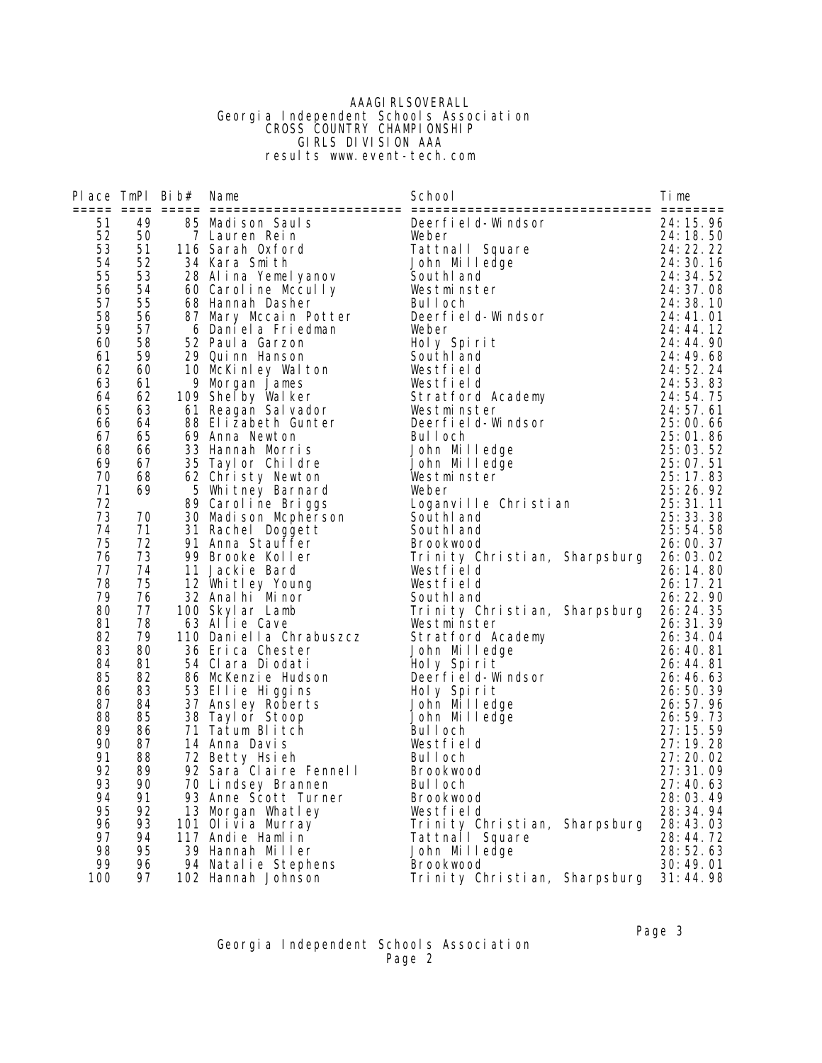AAAGIRLSOVERALL
Georgia Independent Schools Association
CROSS COUNTRY CHAMPIONSHIP
GIRLS DIVISION AAA
results www.event-tech.com

| Place | TmPl | Bib# | Name | School | Time |
|---|---|---|---|---|---|
| 51 | 49 | 85 | Madison Sauls | Deerfield-Windsor | 24:15.96 |
| 52 | 50 | 7 | Lauren Rein | Weber | 24:18.50 |
| 53 | 51 | 116 | Sarah Oxford | Tattnall Square | 24:22.22 |
| 54 | 52 | 34 | Kara Smith | John Milledge | 24:30.16 |
| 55 | 53 | 28 | Alina Yemelyanov | Southland | 24:34.52 |
| 56 | 54 | 60 | Caroline Mccully | Westminster | 24:37.08 |
| 57 | 55 | 68 | Hannah Dasher | Bulloch | 24:38.10 |
| 58 | 56 | 87 | Mary Mccain Potter | Deerfield-Windsor | 24:41.01 |
| 59 | 57 | 6 | Daniela Friedman | Weber | 24:44.12 |
| 60 | 58 | 52 | Paula Garzon | Holy Spirit | 24:44.90 |
| 61 | 59 | 29 | Quinn Hanson | Southland | 24:49.68 |
| 62 | 60 | 10 | McKinley Walton | Westfield | 24:52.24 |
| 63 | 61 | 9 | Morgan James | Westfield | 24:53.83 |
| 64 | 62 | 109 | Shelby Walker | Stratford Academy | 24:54.75 |
| 65 | 63 | 61 | Reagan Salvador | Westminster | 24:57.61 |
| 66 | 64 | 88 | Elizabeth Gunter | Deerfield-Windsor | 25:00.66 |
| 67 | 65 | 69 | Anna Newton | Bulloch | 25:01.86 |
| 68 | 66 | 33 | Hannah Morris | John Milledge | 25:03.52 |
| 69 | 67 | 35 | Taylor Childre | John Milledge | 25:07.51 |
| 70 | 68 | 62 | Christy Newton | Westminster | 25:17.83 |
| 71 | 69 | 5 | Whitney Barnard | Weber | 25:26.92 |
| 72 | | 89 | Caroline Briggs | Loganville Christian | 25:31.11 |
| 73 | 70 | 30 | Madison Mcpherson | Southland | 25:33.38 |
| 74 | 71 | 31 | Rachel Doggett | Southland | 25:54.58 |
| 75 | 72 | 91 | Anna Stauffer | Brookwood | 26:00.37 |
| 76 | 73 | 99 | Brooke Koller | Trinity Christian, Sharpsburg | 26:03.02 |
| 77 | 74 | 11 | Jackie Bard | Westfield | 26:14.80 |
| 78 | 75 | 12 | Whitley Young | Westfield | 26:17.21 |
| 79 | 76 | 32 | Analhi Minor | Southland | 26:22.90 |
| 80 | 77 | 100 | Skylar Lamb | Trinity Christian, Sharpsburg | 26:24.35 |
| 81 | 78 | 63 | Allie Cave | Westminster | 26:31.39 |
| 82 | 79 | 110 | Daniella Chrabuszcz | Stratford Academy | 26:34.04 |
| 83 | 80 | 36 | Erica Chester | John Milledge | 26:40.81 |
| 84 | 81 | 54 | Clara Diodati | Holy Spirit | 26:44.81 |
| 85 | 82 | 86 | McKenzie Hudson | Deerfield-Windsor | 26:46.63 |
| 86 | 83 | 53 | Ellie Higgins | Holy Spirit | 26:50.39 |
| 87 | 84 | 37 | Ansley Roberts | John Milledge | 26:57.96 |
| 88 | 85 | 38 | Taylor Stoop | John Milledge | 26:59.73 |
| 89 | 86 | 71 | Tatum Blitch | Bulloch | 27:15.59 |
| 90 | 87 | 14 | Anna Davis | Westfield | 27:19.28 |
| 91 | 88 | 72 | Betty Hsieh | Bulloch | 27:20.02 |
| 92 | 89 | 92 | Sara Claire Fennell | Brookwood | 27:31.09 |
| 93 | 90 | 70 | Lindsey Brannen | Bulloch | 27:40.63 |
| 94 | 91 | 93 | Anne Scott Turner | Brookwood | 28:03.49 |
| 95 | 92 | 13 | Morgan Whatley | Westfield | 28:34.94 |
| 96 | 93 | 101 | Olivia Murray | Trinity Christian, Sharpsburg | 28:43.03 |
| 97 | 94 | 117 | Andie Hamlin | Tattnall Square | 28:44.72 |
| 98 | 95 | 39 | Hannah Miller | John Milledge | 28:52.63 |
| 99 | 96 | 94 | Natalie Stephens | Brookwood | 30:49.01 |
| 100 | 97 | 102 | Hannah Johnson | Trinity Christian, Sharpsburg | 31:44.98 |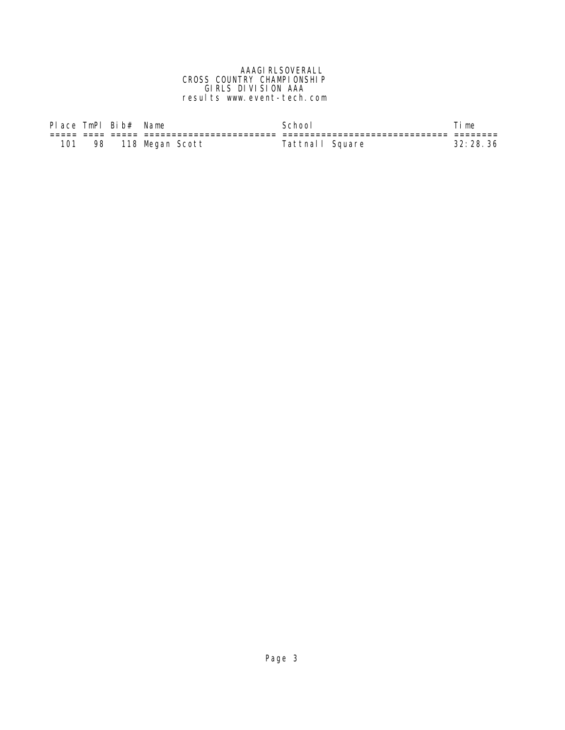AAAGIRLSOVERALL
CROSS COUNTRY CHAMPIONSHIP
GIRLS DIVISION AAA
results www.event-tech.com

| Place | TmPl | Bib# | Name | School | Time |
|---|---|---|---|---|---|
| 101 | 98 | 118 | Megan Scott | Tattnall Square | 32:28.36 |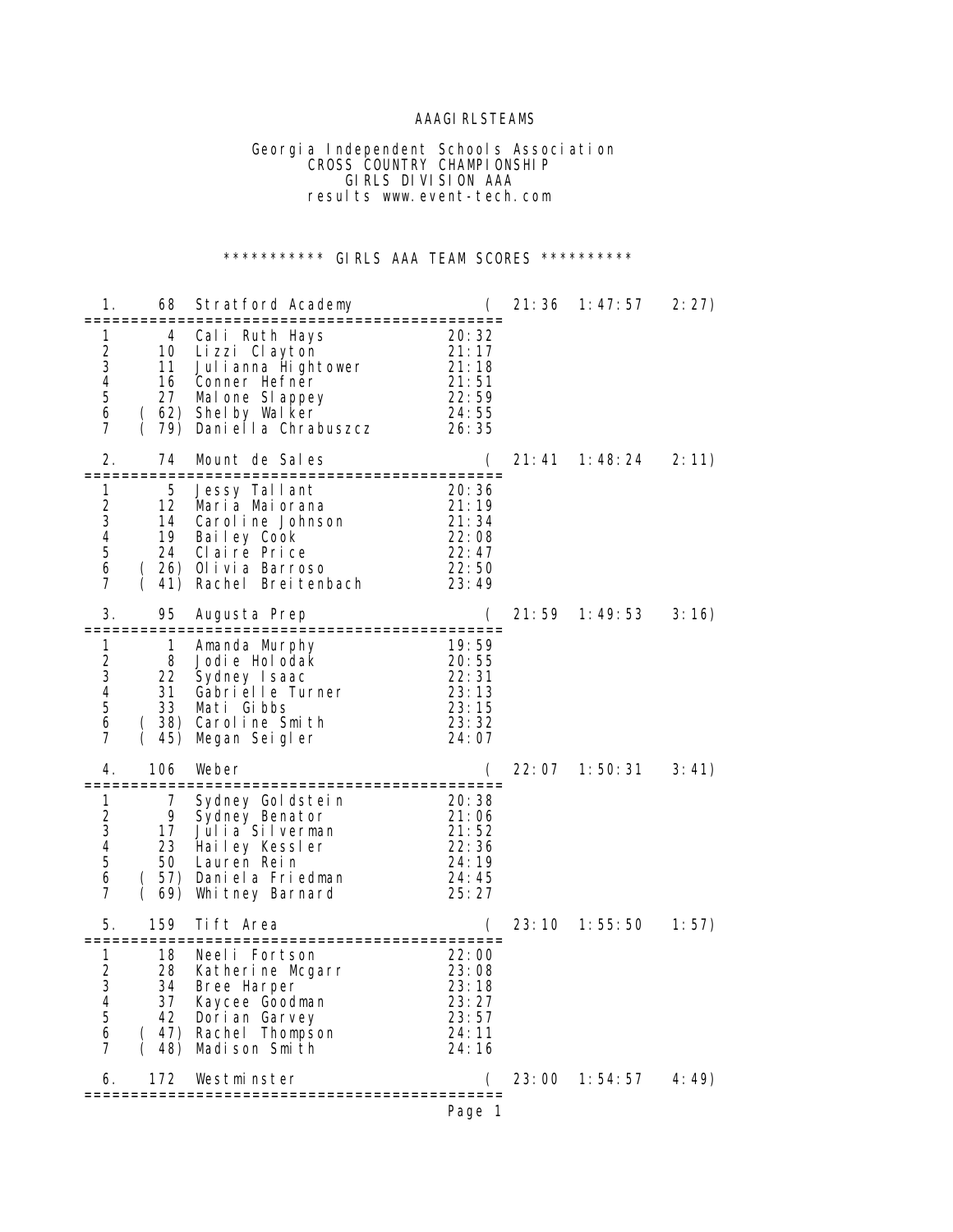AAAGIRLSTEAMS

Georgia Independent Schools Association
CROSS COUNTRY CHAMPIONSHIP
GIRLS DIVISION AAA
results www.event-tech.com

*********** GIRLS AAA TEAM SCORES **********

```
  1.    68  Stratford Academy              (  21:36  1:47:57   2:27)
=============================================
  1       4  Cali Ruth Hays               20:32
  2      10  Lizzi Clayton                21:17
  3      11  Julianna Hightower           21:18
  4      16  Conner Hefner                21:51
  5      27  Malone Slappey               22:59
  6    ( 62) Shelby Walker                24:55
  7    ( 79) Daniella Chrabuszcz          26:35

  2.    74  Mount de Sales                 (  21:41  1:48:24   2:11)
=============================================
  1       5  Jessy Tallant                20:36
  2      12  Maria Maiorana               21:19
  3      14  Caroline Johnson             21:34
  4      19  Bailey Cook                  22:08
  5      24  Claire Price                 22:47
  6    ( 26) Olivia Barroso               22:50
  7    ( 41) Rachel Breitenbach           23:49

  3.    95  Augusta Prep                   (  21:59  1:49:53   3:16)
=============================================
  1       1  Amanda Murphy                19:59
  2       8  Jodie Holodak                20:55
  3      22  Sydney Isaac                 22:31
  4      31  Gabrielle Turner             23:13
  5      33  Mati Gibbs                   23:15
  6    ( 38) Caroline Smith               23:32
  7    ( 45) Megan Seigler                24:07

  4.   106  Weber                          (  22:07  1:50:31   3:41)
=============================================
  1       7  Sydney Goldstein             20:38
  2       9  Sydney Benator               21:06
  3      17  Julia Silverman              21:52
  4      23  Hailey Kessler               22:36
  5      50  Lauren Rein                  24:19
  6    ( 57) Daniela Friedman             24:45
  7    ( 69) Whitney Barnard              25:27

  5.   159  Tift Area                      (  23:10  1:55:50   1:57)
=============================================
  1      18  Neeli Fortson                22:00
  2      28  Katherine Mcgarr             23:08
  3      34  Bree Harper                  23:18
  4      37  Kaycee Goodman               23:27
  5      42  Dorian Garvey                23:57
  6    ( 47) Rachel Thompson              24:11
  7    ( 48) Madison Smith                24:16

  6.   172  Westminster                    (  23:00  1:54:57   4:49)
=============================================
```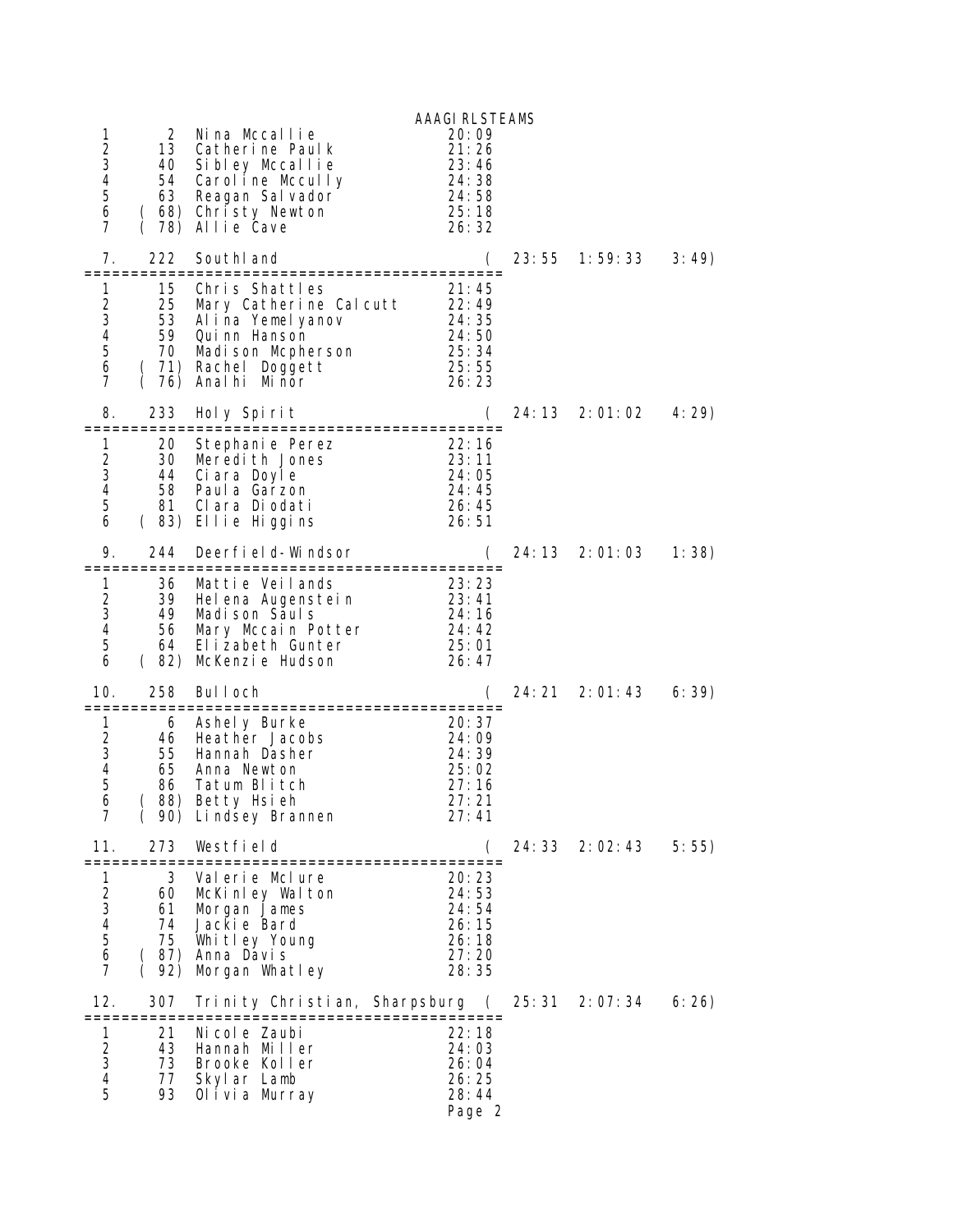AAAGIRLSTEAMS

```
 1       2  Nina Mccallie                 20:09
 2      13  Catherine Paulk               21:26
 3      40  Sibley Mccallie               23:46
 4      54  Caroline Mccully              24:38
 5      63  Reagan Salvador               24:58
 6    ( 68) Christy Newton                25:18
 7    ( 78) Allie Cave                    26:32

 7.    222  Southland                       (   23:55  1:59:33    3:49)
=================================================
 1      15  Chris Shattles                21:45
 2      25  Mary Catherine Calcutt        22:49
 3      53  Alina Yemelyanov              24:35
 4      59  Quinn Hanson                  24:50
 5      70  Madison Mcpherson             25:34
 6    ( 71) Rachel Doggett                25:55
 7    ( 76) Analhi Minor                  26:23

 8.    233  Holy Spirit                     (   24:13  2:01:02    4:29)
=================================================
 1      20  Stephanie Perez               22:16
 2      30  Meredith Jones                23:11
 3      44  Ciara Doyle                   24:05
 4      58  Paula Garzon                  24:45
 5      81  Clara Diodati                 26:45
 6    ( 83) Ellie Higgins                 26:51

 9.    244  Deerfield-Windsor               (   24:13  2:01:03    1:38)
=================================================
 1      36  Mattie Veilands               23:23
 2      39  Helena Augenstein             23:41
 3      49  Madison Sauls                 24:16
 4      56  Mary Mccain Potter            24:42
 5      64  Elizabeth Gunter              25:01
 6    ( 82) McKenzie Hudson               26:47

 10.   258  Bulloch                         (   24:21  2:01:43    6:39)
=================================================
 1       6  Ashely Burke                  20:37
 2      46  Heather Jacobs                24:09
 3      55  Hannah Dasher                 24:39
 4      65  Anna Newton                   25:02
 5      86  Tatum Blitch                  27:16
 6    ( 88) Betty Hsieh                   27:21
 7    ( 90) Lindsey Brannen               27:41

 11.   273  Westfield                       (   24:33  2:02:43    5:55)
=================================================
 1       3  Valerie Mclure                20:23
 2      60  McKinley Walton               24:53
 3      61  Morgan James                  24:54
 4      74  Jackie Bard                   26:15
 5      75  Whitley Young                 26:18
 6    ( 87) Anna Davis                    27:20
 7    ( 92) Morgan Whatley                28:35

 12.   307  Trinity Christian, Sharpsburg (   25:31  2:07:34    6:26)
=================================================
 1      21  Nicole Zaubi                  22:18
 2      43  Hannah Miller                 24:03
 3      73  Brooke Koller                 26:04
 4      77  Skylar Lamb                   26:25
 5      93  Olivia Murray                 28:44
```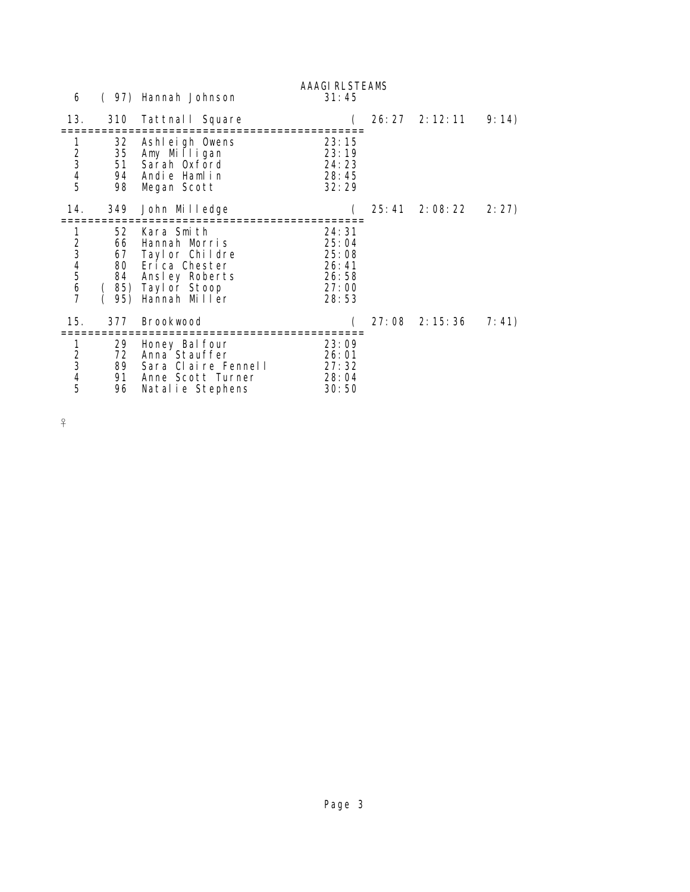AAAGIRLSTEAMS

| | | | |
|---|---|---|---|
| 6 | ( 97) | Hannah Johnson | 31:45 |

**13. 310 Tattnall Square ( 26:27 2:12:11 9:14)**

| | | | |
|---|---|---|---|
| 1 | 32 | Ashleigh Owens | 23:15 |
| 2 | 35 | Amy Milligan | 23:19 |
| 3 | 51 | Sarah Oxford | 24:23 |
| 4 | 94 | Andie Hamlin | 28:45 |
| 5 | 98 | Megan Scott | 32:29 |

**14. 349 John Milledge ( 25:41 2:08:22 2:27)**

| | | | |
|---|---|---|---|
| 1 | 52 | Kara Smith | 24:31 |
| 2 | 66 | Hannah Morris | 25:04 |
| 3 | 67 | Taylor Childre | 25:08 |
| 4 | 80 | Erica Chester | 26:41 |
| 5 | 84 | Ansley Roberts | 26:58 |
| 6 | ( 85) | Taylor Stoop | 27:00 |
| 7 | ( 95) | Hannah Miller | 28:53 |

**15. 377 Brookwood ( 27:08 2:15:36 7:41)**

| | | | |
|---|---|---|---|
| 1 | 29 | Honey Balfour | 23:09 |
| 2 | 72 | Anna Stauffer | 26:01 |
| 3 | 89 | Sara Claire Fennell | 27:32 |
| 4 | 91 | Anne Scott Turner | 28:04 |
| 5 | 96 | Natalie Stephens | 30:50 |

♀